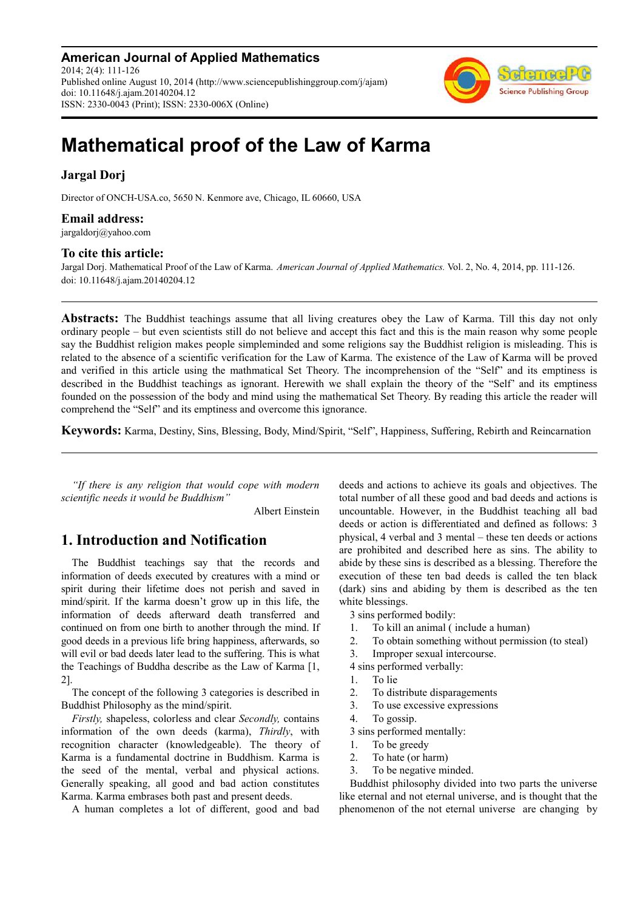**American Journal of Applied Mathematics**
2014; 2(4): 111-126
Published online August 10, 2014 (http://www.sciencepublishinggroup.com/j/ajam)
doi: 10.11648/j.ajam.20140204.12
ISSN: 2330-0043 (Print); ISSN: 2330-006X (Online)

# Mathematical proof of the Law of Karma

**Jargal Dorj**

Director of ONCH-USA.co, 5650 N. Kenmore ave, Chicago, IL 60660, USA

**Email address:**
jargaldorj@yahoo.com

**To cite this article:**
Jargal Dorj. Mathematical Proof of the Law of Karma. *American Journal of Applied Mathematics.* Vol. 2, No. 4, 2014, pp. 111-126. doi: 10.11648/j.ajam.20140204.12

**Abstracts:** The Buddhist teachings assume that all living creatures obey the Law of Karma. Till this day not only ordinary people – but even scientists still do not believe and accept this fact and this is the main reason why some people say the Buddhist religion makes people simpleminded and some religions say the Buddhist religion is misleading. This is related to the absence of a scientific verification for the Law of Karma. The existence of the Law of Karma will be proved and verified in this article using the mathmatical Set Theory. The incomprehension of the "Self" and its emptiness is described in the Buddhist teachings as ignorant. Herewith we shall explain the theory of the "Self" and its emptiness founded on the possession of the body and mind using the mathematical Set Theory. By reading this article the reader will comprehend the "Self" and its emptiness and overcome this ignorance.

**Keywords:** Karma, Destiny, Sins, Blessing, Body, Mind/Spirit, "Self", Happiness, Suffering, Rebirth and Reincarnation

*"If there is any religion that would cope with modern scientific needs it would be Buddhism"*

Albert Einstein

## 1. Introduction and Notification

The Buddhist teachings say that the records and information of deeds executed by creatures with a mind or spirit during their lifetime does not perish and saved in mind/spirit. If the karma doesn't grow up in this life, the information of deeds afterward death transferred and continued on from one birth to another through the mind. If good deeds in a previous life bring happiness, afterwards, so will evil or bad deeds later lead to the suffering. This is what the Teachings of Buddha describe as the Law of Karma [1, 2].

The concept of the following 3 categories is described in Buddhist Philosophy as the mind/spirit.

*Firstly,* shapeless, colorless and clear *Secondly,* contains information of the own deeds (karma), *Thirdly*, with recognition character (knowledgeable). The theory of Karma is a fundamental doctrine in Buddhism. Karma is the seed of the mental, verbal and physical actions. Generally speaking, all good and bad action constitutes Karma. Karma embrases both past and present deeds.

A human completes a lot of different, good and bad deeds and actions to achieve its goals and objectives. The total number of all these good and bad deeds and actions is uncountable. However, in the Buddhist teaching all bad deeds or action is differentiated and defined as follows: 3 physical, 4 verbal and 3 mental – these ten deeds or actions are prohibited and described here as sins. The ability to abide by these sins is described as a blessing. Therefore the execution of these ten bad deeds is called the ten black (dark) sins and abiding by them is described as the ten white blessings.

3 sins performed bodily:

1. To kill an animal ( include a human)
2. To obtain something without permission (to steal)
3. Improper sexual intercourse.

4 sins performed verbally:

1. To lie
2. To distribute disparagements
3. To use excessive expressions
4. To gossip.

3 sins performed mentally:

1. To be greedy
2. To hate (or harm)
3. To be negative minded.

Buddhist philosophy divided into two parts the universe like eternal and not eternal universe, and is thought that the phenomenon of the not eternal universe are changing by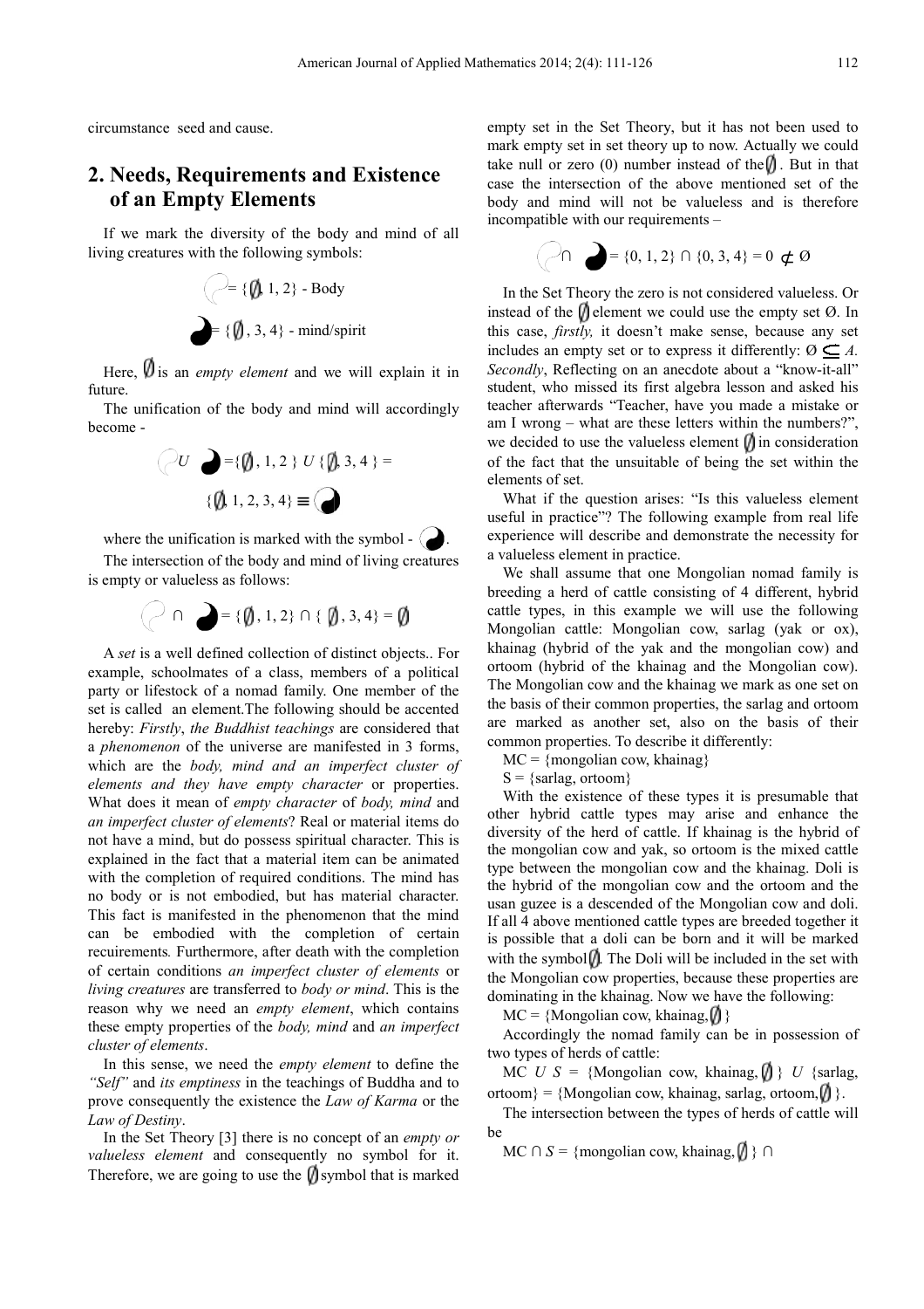circumstance seed and cause.

## 2. Needs, Requirements and Existence of an Empty Elements

If we mark the diversity of the body and mind of all living creatures with the following symbols:

$$◯ = \{∅, 1, 2\} \text{ - Body}$$

$$● = \{∅, 3, 4\} \text{ - mind/spirit}$$

Here, ∅ is an *empty element* and we will explain it in future.

The unification of the body and mind will accordingly become -

$$◯ \; U \; ● = \{∅, 1, 2\} \; U \; \{∅, 3, 4\} =$$

$$\{∅, 1, 2, 3, 4\} \equiv ◑$$

where the unification is marked with the symbol - ◑.

The intersection of the body and mind of living creatures is empty or valueless as follows:

$$◯ \cap ● = \{∅, 1, 2\} \cap \{∅, 3, 4\} = ∅$$

A *set* is a well defined collection of distinct objects.. For example, schoolmates of a class, members of a political party or lifestock of a nomad family. One member of the set is called an element.The following should be accented hereby: *Firstly*, *the Buddhist teachings* are considered that a *phenomenon* of the universe are manifested in 3 forms, which are the *body, mind and an imperfect cluster of elements and they have empty character* or properties. What does it mean of *empty character* of *body, mind* and *an imperfect cluster of elements*? Real or material items do not have a mind, but do possess spiritual character. This is explained in the fact that a material item can be animated with the completion of required conditions. The mind has no body or is not embodied, but has material character. This fact is manifested in the phenomenon that the mind can be embodied with the completion of certain recuirements*.* Furthermore, after death with the completion of certain conditions *an imperfect cluster of elements* or *living creatures* are transferred to *body or mind*. This is the reason why we need an *empty element*, which contains these empty properties of the *body, mind* and *an imperfect cluster of elements*.

In this sense, we need the *empty element* to define the *"Self"* and *its emptiness* in the teachings of Buddha and to prove consequently the existence the *Law of Karma* or the *Law of Destiny*.

In the Set Theory [3] there is no concept of an *empty or valueless element* and consequently no symbol for it. Therefore, we are going to use the ∅ symbol that is marked empty set in the Set Theory, but it has not been used to mark empty set in set theory up to now. Actually we could take null or zero (0) number instead of the ∅. But in that case the intersection of the above mentioned set of the body and mind will not be valueless and is therefore incompatible with our requirements –

$$◯ \cap ● = \{0, 1, 2\} \cap \{0, 3, 4\} = 0 \not\subset Ø$$

In the Set Theory the zero is not considered valueless. Or instead of the ∅ element we could use the empty set Ø. In this case, *firstly,* it doesn't make sense, because any set includes an empty set or to express it differently: $Ø \subseteq A$. *Secondly*, Reflecting on an anecdote about a "know-it-all" student, who missed its first algebra lesson and asked his teacher afterwards "Teacher, have you made a mistake or am I wrong – what are these letters within the numbers?", we decided to use the valueless element ∅ in consideration of the fact that the unsuitable of being the set within the elements of set.

What if the question arises: "Is this valueless element useful in practice"? The following example from real life experience will describe and demonstrate the necessity for a valueless element in practice.

We shall assume that one Mongolian nomad family is breeding a herd of cattle consisting of 4 different, hybrid cattle types, in this example we will use the following Mongolian cattle: Mongolian cow, sarlag (yak or ox), khainag (hybrid of the yak and the mongolian cow) and ortoom (hybrid of the khainag and the Mongolian cow). The Mongolian cow and the khainag we mark as one set on the basis of their common properties, the sarlag and ortoom are marked as another set, also on the basis of their common properties. To describe it differently:

MC = {mongolian cow, khainag}

S = {sarlag, ortoom}

With the existence of these types it is presumable that other hybrid cattle types may arise and enhance the diversity of the herd of cattle. If khainag is the hybrid of the mongolian cow and yak, so ortoom is the mixed cattle type between the mongolian cow and the khainag. Doli is the hybrid of the mongolian cow and the ortoom and the usan guzee is a descended of the Mongolian cow and doli. If all 4 above mentioned cattle types are breeded together it is possible that a doli can be born and it will be marked with the symbol ∅. The Doli will be included in the set with the Mongolian cow properties, because these properties are dominating in the khainag. Now we have the following:

MC = {Mongolian cow, khainag, ∅ }

Accordingly the nomad family can be in possession of two types of herds of cattle:

MC *U S* = {Mongolian cow, khainag, ∅ } *U* {sarlag, ortoom} = {Mongolian cow, khainag, sarlag, ortoom, ∅ }.

The intersection between the types of herds of cattle will be

MC ∩ *S* = {mongolian cow, khainag, ∅ } ∩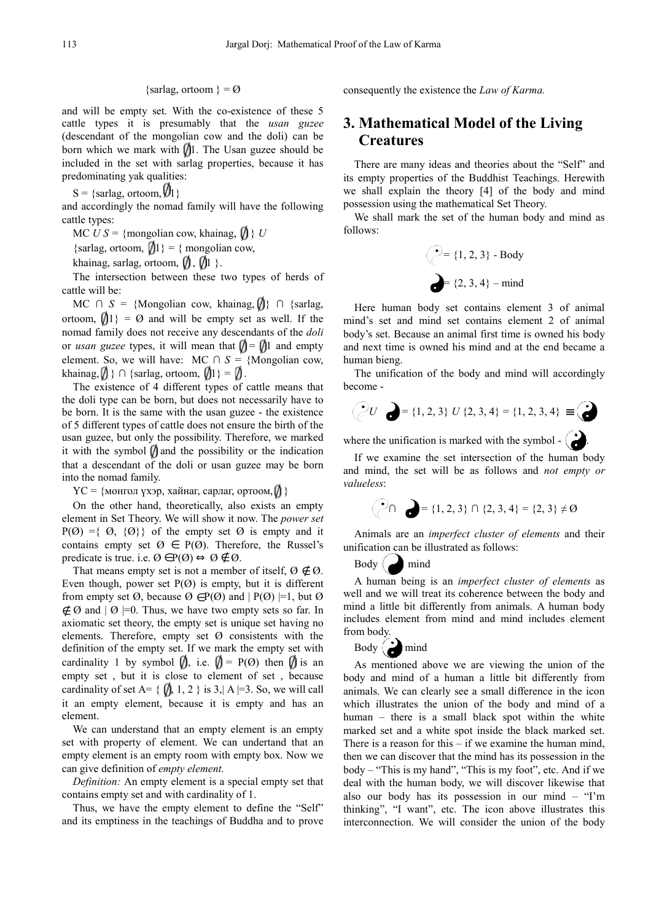$$\{\text{sarlag, ortoom}\} = \varnothing$$

and will be empty set. With the co-existence of these 5 cattle types it is presumably that the *usan guzee* (descendant of the mongolian cow and the doli) can be born which we mark with ∅1. The Usan guzee should be included in the set with sarlag properties, because it has predominating yak qualities:

$S = \{\text{sarlag, ortoom, } \varnothing 1\}$

and accordingly the nomad family will have the following cattle types:

MC $U$ $S$ = {mongolian cow, khainag, ∅} $U$ {sarlag, ortoom, ∅1} = { mongolian cow, khainag, sarlag, ortoom, ∅, ∅1 }.

The intersection between these two types of herds of cattle will be:

MC ∩ $S$ = {Mongolian cow, khainag, ∅} ∩ {sarlag, ortoom, ∅1} = Ø and will be empty set as well. If the nomad family does not receive any descendants of the *doli* or *usan guzee* types, it will mean that ∅ = ∅1 and empty element. So, we will have: MC ∩ $S$ = {Mongolian cow, khainag, ∅ } ∩ {sarlag, ortoom, ∅1} = ∅.

The existence of 4 different types of cattle means that the doli type can be born, but does not necessarily have to be born. It is the same with the usan guzee - the existence of 5 different types of cattle does not ensure the birth of the usan guzee, but only the possibility. Therefore, we marked it with the symbol ∅ and the possibility or the indication that a descendant of the doli or usan guzee may be born into the nomad family.

YC = {монгол үхэр, хайнаг, сарлаг, ортоом, ∅ }

On the other hand, theoretically, also exists an empty element in Set Theory. We will show it now. The *power set* $P(\varnothing) = \{\varnothing, \{\varnothing\}\}$ of the empty set Ø is empty and it contains empty set $\varnothing \in P(\varnothing)$. Therefore, the Russel's predicate is true. i.e. $\varnothing \in P(\varnothing) \Leftrightarrow \varnothing \notin \varnothing$.

That means empty set is not a member of itself, $\varnothing \notin \varnothing$. Even though, power set P(Ø) is empty, but it is different from empty set Ø, because $\varnothing \in P(\varnothing)$ and $|P(\varnothing)|=1$, but $\varnothing \notin \varnothing$ and $|\varnothing|=0$. Thus, we have two empty sets so far. In axiomatic set theory, the empty set is unique set having no elements. Therefore, empty set Ø consistents with the definition of the empty set. If we mark the empty set with cardinality 1 by symbol ∅, i.e. ∅ = P(Ø) then ∅ is an empty set , but it is close to element of set , because cardinality of set A= { ∅, 1, 2 } is 3,| A |=3. So, we will call it an empty element, because it is empty and has an element.

We can understand that an empty element is an empty set with property of element. We can undertand that an empty element is an empty room with empty box. Now we can give definition of *empty element.*

*Definition:* An empty element is a special empty set that contains empty set and with cardinality of 1.

Thus, we have the empty element to define the "Self" and its emptiness in the teachings of Buddha and to prove consequently the existence the *Law of Karma.*

## 3. Mathematical Model of the Living Creatures

There are many ideas and theories about the "Self" and its empty properties of the Buddhist Teachings. Herewith we shall explain the theory [4] of the body and mind possession using the mathematical Set Theory.

We shall mark the set of the human body and mind as follows:

$$\text{☉} = \{1, 2, 3\} \text{ - Body}$$

$$\text{●} = \{2, 3, 4\} \text{ – mind}$$

Here human body set contains element 3 of animal mind's set and mind set contains element 2 of animal body's set. Because an animal first time is owned his body and next time is owned his mind and at the end became a human bieng.

The unification of the body and mind will accordingly become -

$$\text{☉} \; U \; \text{●} = \{1, 2, 3\} \; U \; \{2, 3, 4\} = \{1, 2, 3, 4\} \equiv \text{☯}$$

where the unification is marked with the symbol - ☯.

If we examine the set intersection of the human body and mind, the set will be as follows and *not empty or valueless*:

$$\text{☉} \cap \text{●} = \{1, 2, 3\} \cap \{2, 3, 4\} = \{2, 3\} \neq \varnothing$$

Animals are an *imperfect cluster of elements* and their unification can be illustrated as follows:

Body ◐ mind

A human being is an *imperfect cluster of elements* as well and we will treat its coherence between the body and mind a little bit differently from animals. A human body includes element from mind and mind includes element from body.

Body ☯ mind

As mentioned above we are viewing the union of the body and mind of a human a little bit differently from animals. We can clearly see a small difference in the icon which illustrates the union of the body and mind of a human – there is a small black spot within the white marked set and a white spot inside the black marked set. There is a reason for this – if we examine the human mind, then we can discover that the mind has its possession in the body – "This is my hand", "This is my foot", etc. And if we deal with the human body, we will discover likewise that also our body has its possession in our mind – "I'm thinking", "I want", etc. The icon above illustrates this interconnection. We will consider the union of the body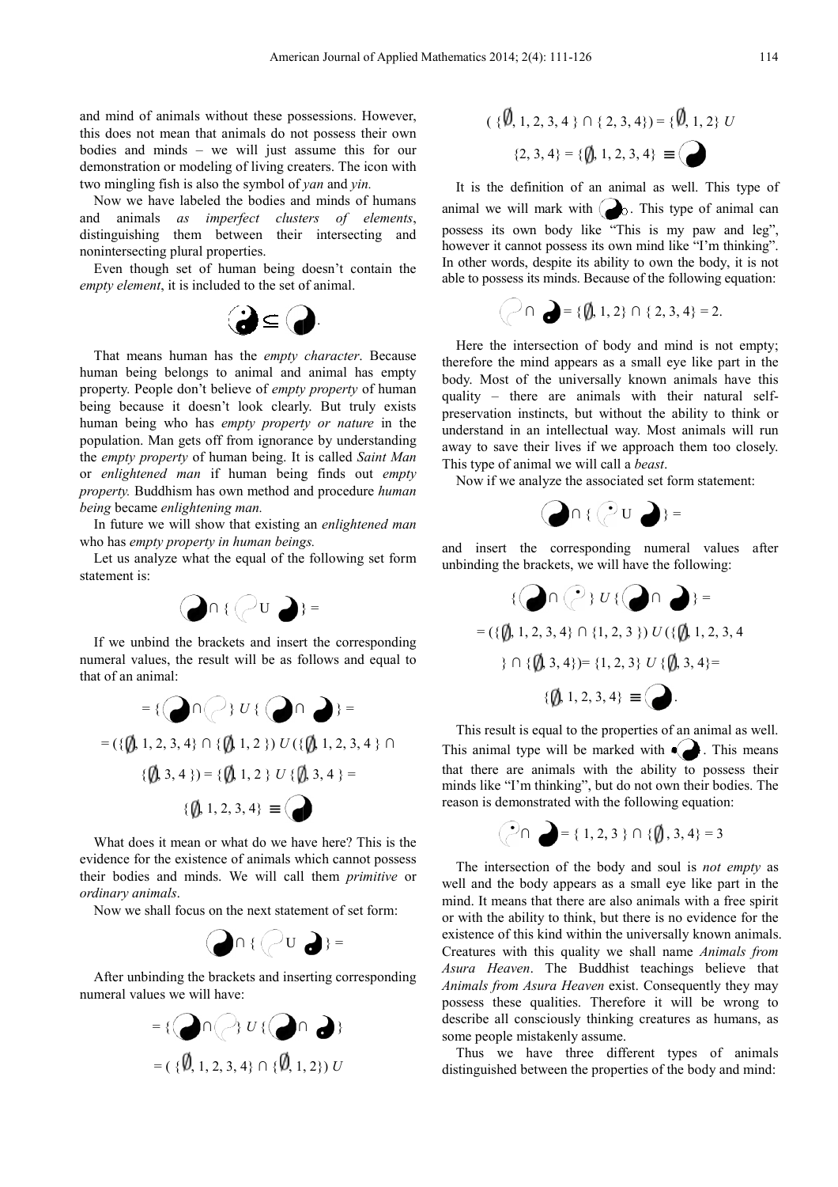and mind of animals without these possessions. However, this does not mean that animals do not possess their own bodies and minds – we will just assume this for our demonstration or modeling of living creaters. The icon with two mingling fish is also the symbol of *yan* and *yin.*

Now we have labeled the bodies and minds of humans and animals *as imperfect clusters of elements*, distinguishing them between their intersecting and nonintersecting plural properties.

Even though set of human being doesn't contain the *empty element*, it is included to the set of animal.

$$\subseteq$$

That means human has the *empty character*. Because human being belongs to animal and animal has empty property. People don't believe of *empty property* of human being because it doesn't look clearly. But truly exists human being who has *empty property or nature* in the population. Man gets off from ignorance by understanding the *empty property* of human being. It is called *Saint Man* or *enlightened man* if human being finds out *empty property.* Buddhism has own method and procedure *human being* became *enlightening man.*

In future we will show that existing an *enlightened man* who has *empty property in human beings.*

Let us analyze what the equal of the following set form statement is:

$$\cap \{ \quad U \quad \} =$$

If we unbind the brackets and insert the corresponding numeral values, the result will be as follows and equal to that of an animal:

$$= \{ \quad \cap \quad \} \; U \; \{ \quad \cap \quad \} =$$

$$= (\{\emptyset, 1, 2, 3, 4\} \cap \{\emptyset, 1, 2\}) \; U \; (\{\emptyset, 1, 2, 3, 4\} \cap \{\emptyset, 3, 4\}) = \{\emptyset, 1, 2\} \; U \; \{\emptyset, 3, 4\} =$$

$$\{\emptyset, 1, 2, 3, 4\} \equiv$$

What does it mean or what do we have here? This is the evidence for the existence of animals which cannot possess their bodies and minds. We will call them *primitive* or *ordinary animals*.

Now we shall focus on the next statement of set form:

$$\cap \{ \quad U \quad \} =$$

After unbinding the brackets and inserting corresponding numeral values we will have:

$$= \{ \quad \cap \quad \} \; U \; \{ \quad \cap \quad \}$$

$$= (\{\emptyset, 1, 2, 3, 4\} \cap \{\emptyset, 1, 2\}) \; U$$

$$(\{\emptyset, 1, 2, 3, 4\} \cap \{2, 3, 4\}) = \{\emptyset, 1, 2\} \; U$$

$$\{2, 3, 4\} = \{\emptyset, 1, 2, 3, 4\} \equiv$$

It is the definition of an animal as well. This type of animal we will mark with . This type of animal can possess its own body like "This is my paw and leg", however it cannot possess its own mind like "I'm thinking". In other words, despite its ability to own the body, it is not able to possess its minds. Because of the following equation:

$$\cap \quad = \{\emptyset, 1, 2\} \cap \{2, 3, 4\} = 2.$$

Here the intersection of body and mind is not empty; therefore the mind appears as a small eye like part in the body. Most of the universally known animals have this quality – there are animals with their natural self-preservation instincts, but without the ability to think or understand in an intellectual way. Most animals will run away to save their lives if we approach them too closely. This type of animal we will call a *beast*.

Now if we analyze the associated set form statement:

$$\cap \{ \quad U \quad \} =$$

and insert the corresponding numeral values after unbinding the brackets, we will have the following:

$$\{ \quad \cap \quad \} \; U \; \{ \quad \cap \quad \} =$$

$$= (\{\emptyset, 1, 2, 3, 4\} \cap \{1, 2, 3\}) \; U \; (\{\emptyset, 1, 2, 3, 4\} \cap \{\emptyset, 3, 4\}) = \{1, 2, 3\} \; U \; \{\emptyset, 3, 4\} =$$

$$\{\emptyset, 1, 2, 3, 4\} \equiv$$

This result is equal to the properties of an animal as well. This animal type will be marked with . This means that there are animals with the ability to possess their minds like "I'm thinking", but do not own their bodies. The reason is demonstrated with the following equation:

$$\cap \quad = \{1, 2, 3\} \cap \{\emptyset, 3, 4\} = 3$$

The intersection of the body and soul is *not empty* as well and the body appears as a small eye like part in the mind. It means that there are also animals with a free spirit or with the ability to think, but there is no evidence for the existence of this kind within the universally known animals. Creatures with this quality we shall name *Animals from Asura Heaven*. The Buddhist teachings believe that *Animals from Asura Heaven* exist. Consequently they may possess these qualities. Therefore it will be wrong to describe all consciously thinking creatures as humans, as some people mistakenly assume.

Thus we have three different types of animals distinguished between the properties of the body and mind: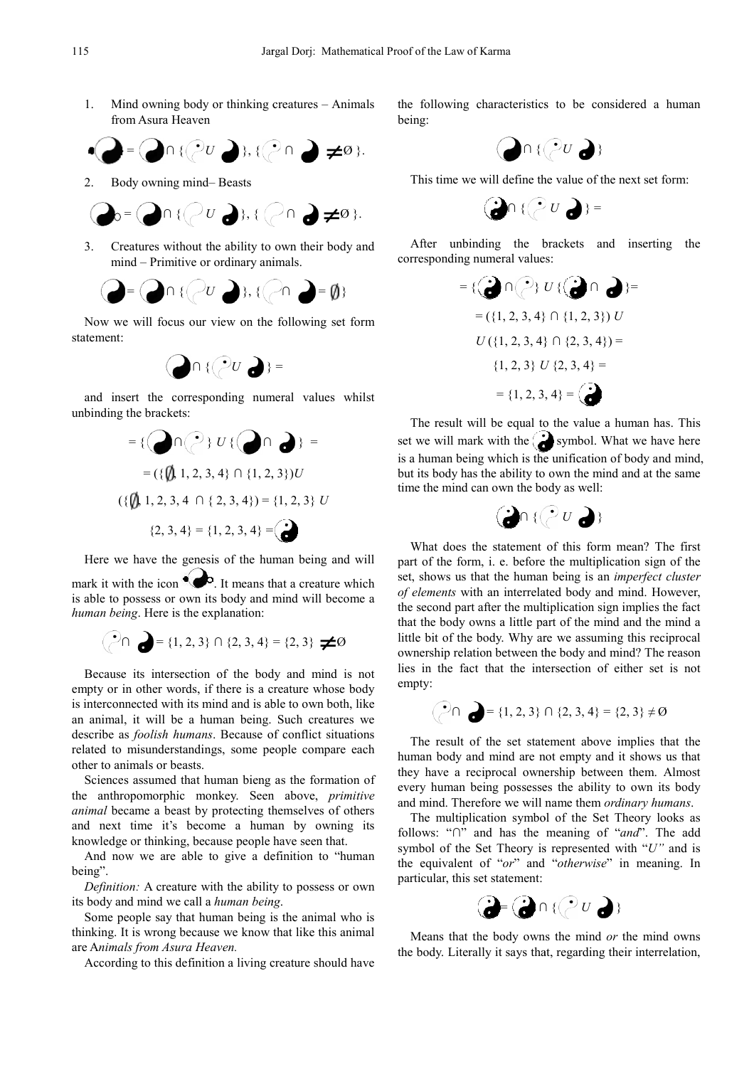1. Mind owning body or thinking creatures – Animals from Asura Heaven

$$= \cap \{ U \}, \{ \cap \neq Ø \}.$$

2. Body owning mind– Beasts

$$= \cap \{ U \}, \{ \cap \neq Ø \}.$$

3. Creatures without the ability to own their body and mind – Primitive or ordinary animals.

$$= \cap \{ U \}, \{ \cap = \emptyset \}$$

Now we will focus our view on the following set form statement:

$$\cap \{ U \} =$$

and insert the corresponding numeral values whilst unbinding the brackets:

$$= \{ \cap \} U \{ \cap \} =$$

$$= (\{\emptyset, 1, 2, 3, 4\} \cap \{1, 2, 3\}) U$$

$$(\{\emptyset, 1, 2, 3, 4 \cap \{2, 3, 4\}) = \{1, 2, 3\} U$$

$$\{2, 3, 4\} = \{1, 2, 3, 4\} =$$

Here we have the genesis of the human being and will mark it with the icon . It means that a creature which is able to possess or own its body and mind will become a *human being*. Here is the explanation:

$$\cap = \{1, 2, 3\} \cap \{2, 3, 4\} = \{2, 3\} \neq Ø$$

Because its intersection of the body and mind is not empty or in other words, if there is a creature whose body is interconnected with its mind and is able to own both, like an animal, it will be a human being. Such creatures we describe as *foolish humans*. Because of conflict situations related to misunderstandings, some people compare each other to animals or beasts.

Sciences assumed that human bieng as the formation of the anthropomorphic monkey. Seen above, *primitive animal* became a beast by protecting themselves of others and next time it's become a human by owning its knowledge or thinking, because people have seen that.

And now we are able to give a definition to "human being".

*Definition:* A creature with the ability to possess or own its body and mind we call a *human being*.

Some people say that human being is the animal who is thinking. It is wrong because we know that like this animal are A*nimals from Asura Heaven.*

According to this definition a living creature should have the following characteristics to be considered a human being:

$$\cap \{ U \}$$

This time we will define the value of the next set form:

$$\cap \{ U \} =$$

After unbinding the brackets and inserting the corresponding numeral values:

$$= \{ \cap \} U \{ \cap \} =$$

$$= (\{1, 2, 3, 4\} \cap \{1, 2, 3\}) U$$

$$U (\{1, 2, 3, 4\} \cap \{2, 3, 4\}) =$$

$$\{1, 2, 3\} U \{2, 3, 4\} =$$

$$= \{1, 2, 3, 4\} =$$

The result will be equal to the value a human has. This set we will mark with the symbol. What we have here is a human being which is the unification of body and mind, but its body has the ability to own the mind and at the same time the mind can own the body as well:

$$\cap \{ U \}$$

What does the statement of this form mean? The first part of the form, i. e. before the multiplication sign of the set, shows us that the human being is an *imperfect cluster of elements* with an interrelated body and mind. However, the second part after the multiplication sign implies the fact that the body owns a little part of the mind and the mind a little bit of the body. Why are we assuming this reciprocal ownership relation between the body and mind? The reason lies in the fact that the intersection of either set is not empty:

$$\cap = \{1, 2, 3\} \cap \{2, 3, 4\} = \{2, 3\} \neq Ø$$

The result of the set statement above implies that the human body and mind are not empty and it shows us that they have a reciprocal ownership between them. Almost every human being possesses the ability to own its body and mind. Therefore we will name them *ordinary humans*.

The multiplication symbol of the Set Theory looks as follows: "∩" and has the meaning of "*and*". The add symbol of the Set Theory is represented with "*U"* and is the equivalent of "*or*" and "*otherwise*" in meaning. In particular, this set statement:

$$= \cap \{ U \}$$

Means that the body owns the mind *or* the mind owns the body. Literally it says that, regarding their interrelation,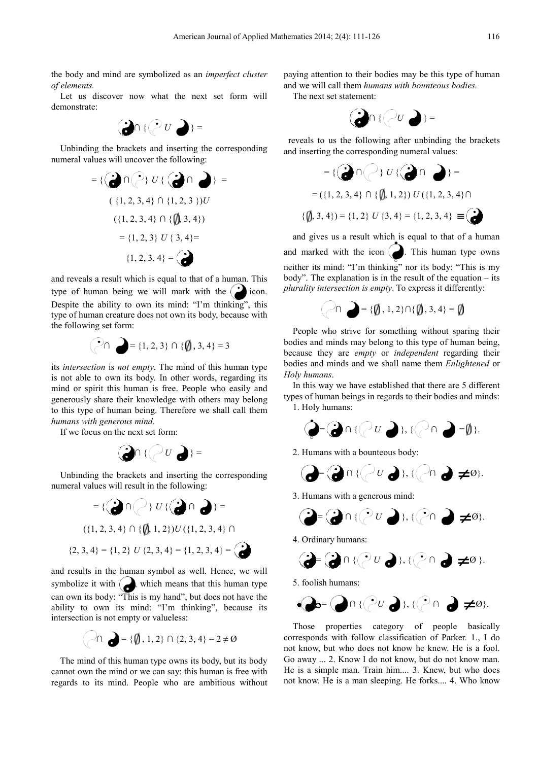the body and mind are symbolized as an *imperfect cluster of elements.*

Let us discover now what the next set form will demonstrate:

$$☯ \cap \{ ☯ \; U \; ☯ \} =$$

Unbinding the brackets and inserting the corresponding numeral values will uncover the following:

$$= \{ ☯ \cap ☯ \} \; U \; \{ ☯ \cap ☯ \} =$$

$$(\{1, 2, 3, 4\} \cap \{1, 2, 3\})U$$

$$(\{1, 2, 3, 4\} \cap \{\emptyset, 3, 4\})$$

$$= \{1, 2, 3\} \; U \; \{3, 4\} =$$

$$\{1, 2, 3, 4\} = ☯$$

and reveals a result which is equal to that of a human. This type of human being we will mark with the ☯ icon. Despite the ability to own its mind: "I'm thinking", this type of human creature does not own its body, because with the following set form:

$$☯ \cap ☯ = \{1, 2, 3\} \cap \{\emptyset, 3, 4\} = 3$$

its *intersection* is *not empty*. The mind of this human type is not able to own its body. In other words, regarding its mind or spirit this human is free. People who easily and generously share their knowledge with others may belong to this type of human being. Therefore we shall call them *humans with generous mind*.

If we focus on the next set form:

$$☯ \cap \{ ☯ \; U \; ☯ \} =$$

Unbinding the brackets and inserting the corresponding numeral values will result in the following:

$$= \{ ☯ \cap ☯ \} \; U \; \{ ☯ \cap ☯ \} =$$

$$(\{1, 2, 3, 4\} \cap \{\emptyset, 1, 2\})U(\{1, 2, 3, 4\} \cap$$

$$\{2, 3, 4\} = \{1, 2\} \; U \; \{2, 3, 4\} = \{1, 2, 3, 4\} = ☯$$

and results in the human symbol as well. Hence, we will symbolize it with ☯, which means that this human type can own its body: "This is my hand", but does not have the ability to own its mind: "I'm thinking", because its intersection is not empty or valueless:

$$☯ \cap ☯ = \{\emptyset, 1, 2\} \cap \{2, 3, 4\} = 2 \neq \emptyset$$

The mind of this human type owns its body, but its body cannot own the mind or we can say: this human is free with regards to its mind. People who are ambitious without paying attention to their bodies may be this type of human and we will call them *humans with bounteous bodies.*

The next set statement:

$$☯ \cap \{ ☯ \; U \; ☯ \} =$$

reveals to us the following after unbinding the brackets and inserting the corresponding numeral values:

$$= \{ ☯ \cap ☯ \} \; U \; \{ ☯ \cap ☯ \} =$$

$$= (\{1, 2, 3, 4\} \cap \{\emptyset, 1, 2\}) \; U \; (\{1, 2, 3, 4\} \cap$$

$$\{\emptyset, 3, 4\}) = \{1, 2\} \; U \; \{3, 4\} = \{1, 2, 3, 4\} \equiv ☯$$

and gives us a result which is equal to that of a human and marked with the icon ☯. This human type owns neither its mind: "I'm thinking" nor its body: "This is my body". The explanation is in the result of the equation – its *plurality intersection is empty*. To express it differently:

$$☯ \cap ☯ = \{\emptyset, 1, 2\} \cap \{\emptyset, 3, 4\} = \emptyset$$

People who strive for something without sparing their bodies and minds may belong to this type of human being, because they are *empty* or *independent* regarding their bodies and minds and we shall name them *Enlightened* or *Holy humans*.

In this way we have established that there are 5 different types of human beings in regards to their bodies and minds:

1. Holy humans:

$$☯ = ☯ \cap \{ ☯ \; U \; ☯ \}, \{ ☯ \cap ☯ = \emptyset \}.$$

2. Humans with a bounteous body:

$$☯ = ☯ \cap \{ ☯ \; U \; ☯ \}, \{ ☯ \cap ☯ \neq \emptyset \}.$$

3. Humans with a generous mind:

$$☯ = ☯ \cap \{ ☯ \; U \; ☯ \}, \{ ☯ \cap ☯ \neq \emptyset \}.$$

4. Ordinary humans:

$$☯ = ☯ \cap \{ ☯ \; U \; ☯ \}, \{ ☯ \cap ☯ \neq \emptyset \}.$$

5. foolish humans:

$$☯ = ☯ \cap \{ ☯ \; U \; ☯ \}, \{ ☯ \cap ☯ \neq \emptyset \}.$$

Those properties category of people basically corresponds with follow classification of Parker. 1., I do not know, but who does not know he knew. He is a fool. Go away ... 2. Know I do not know, but do not know man. He is a simple man. Train him.... 3. Knew, but who does not know. He is a man sleeping. He forks.... 4. Who know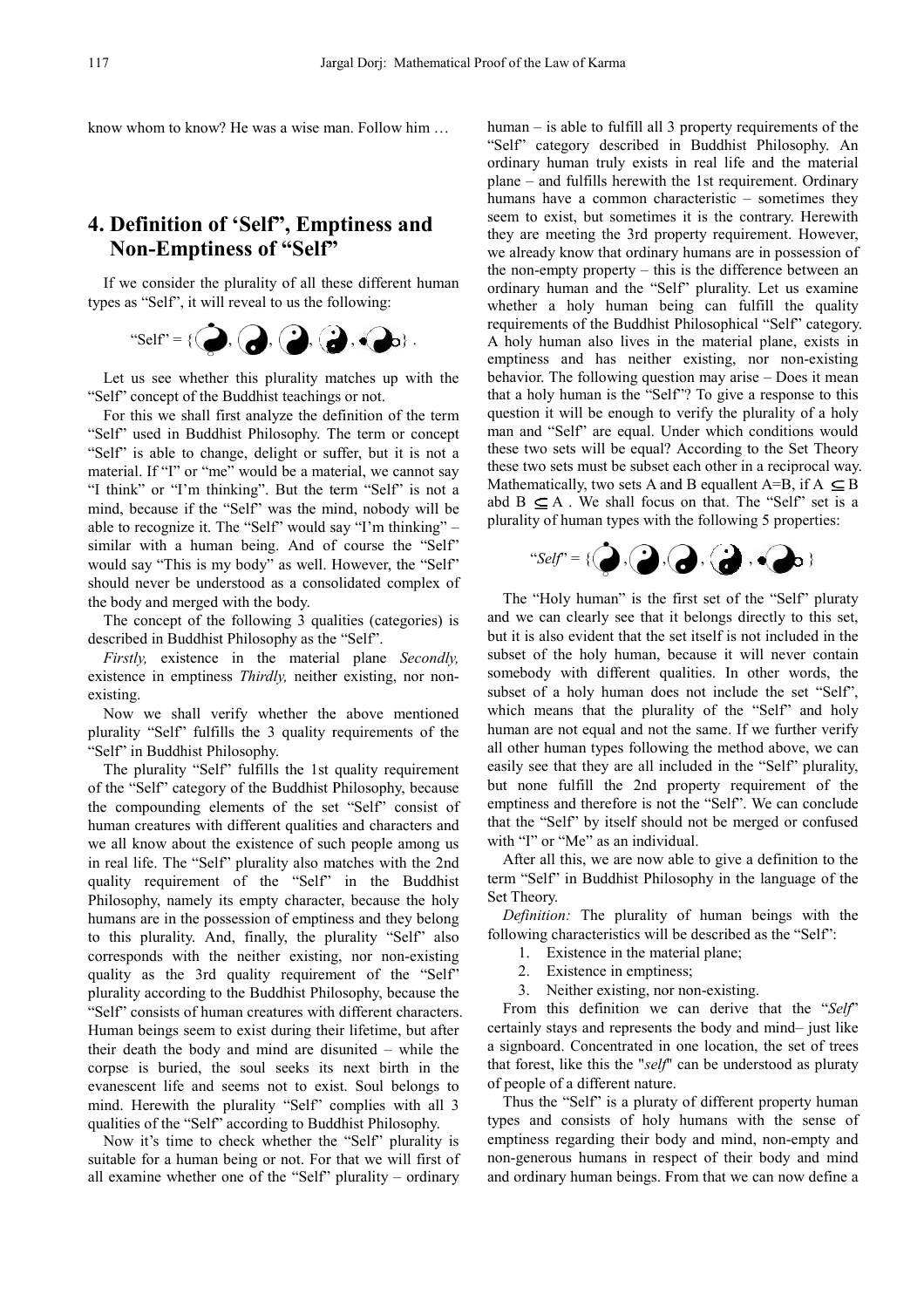know whom to know? He was a wise man. Follow him …

## 4. Definition of 'Self', Emptiness and Non-Emptiness of "Self"

If we consider the plurality of all these different human types as "Self", it will reveal to us the following:

"Self" = { , , , , } .

Let us see whether this plurality matches up with the "Self" concept of the Buddhist teachings or not.

For this we shall first analyze the definition of the term "Self" used in Buddhist Philosophy. The term or concept "Self" is able to change, delight or suffer, but it is not a material. If "I" or "me" would be a material, we cannot say "I think" or "I'm thinking". But the term "Self" is not a mind, because if the "Self" was the mind, nobody will be able to recognize it. The "Self" would say "I'm thinking" – similar with a human being. And of course the "Self" would say "This is my body" as well. However, the "Self" should never be understood as a consolidated complex of the body and merged with the body.

The concept of the following 3 qualities (categories) is described in Buddhist Philosophy as the "Self".

*Firstly,* existence in the material plane *Secondly,* existence in emptiness *Thirdly,* neither existing, nor non-existing.

Now we shall verify whether the above mentioned plurality "Self" fulfills the 3 quality requirements of the "Self" in Buddhist Philosophy.

The plurality "Self" fulfills the 1st quality requirement of the "Self" category of the Buddhist Philosophy, because the compounding elements of the set "Self" consist of human creatures with different qualities and characters and we all know about the existence of such people among us in real life. The "Self" plurality also matches with the 2nd quality requirement of the "Self" in the Buddhist Philosophy, namely its empty character, because the holy humans are in the possession of emptiness and they belong to this plurality. And, finally, the plurality "Self" also corresponds with the neither existing, nor non-existing quality as the 3rd quality requirement of the "Self" plurality according to the Buddhist Philosophy, because the "Self" consists of human creatures with different characters. Human beings seem to exist during their lifetime, but after their death the body and mind are disunited – while the corpse is buried, the soul seeks its next birth in the evanescent life and seems not to exist. Soul belongs to mind. Herewith the plurality "Self" complies with all 3 qualities of the "Self" according to Buddhist Philosophy.

Now it's time to check whether the "Self" plurality is suitable for a human being or not. For that we will first of all examine whether one of the "Self" plurality – ordinary human – is able to fulfill all 3 property requirements of the "Self" category described in Buddhist Philosophy. An ordinary human truly exists in real life and the material plane – and fulfills herewith the 1st requirement. Ordinary humans have a common characteristic – sometimes they seem to exist, but sometimes it is the contrary. Herewith they are meeting the 3rd property requirement. However, we already know that ordinary humans are in possession of the non-empty property – this is the difference between an ordinary human and the "Self" plurality. Let us examine whether a holy human being can fulfill the quality requirements of the Buddhist Philosophical "Self" category. A holy human also lives in the material plane, exists in emptiness and has neither existing, nor non-existing behavior. The following question may arise – Does it mean that a holy human is the "Self"? To give a response to this question it will be enough to verify the plurality of a holy man and "Self" are equal. Under which conditions would these two sets will be equal? According to the Set Theory these two sets must be subset each other in a reciprocal way. Mathematically, two sets A and B equallent $A=B$, if $A \subseteq B$ abd $B \subseteq A$ . We shall focus on that. The "Self" set is a plurality of human types with the following 5 properties:

"*Self*" = { , , , , }

The "Holy human" is the first set of the "Self" pluraty and we can clearly see that it belongs directly to this set, but it is also evident that the set itself is not included in the subset of the holy human, because it will never contain somebody with different qualities. In other words, the subset of a holy human does not include the set "Self", which means that the plurality of the "Self" and holy human are not equal and not the same. If we further verify all other human types following the method above, we can easily see that they are all included in the "Self" plurality, but none fulfill the 2nd property requirement of the emptiness and therefore is not the "Self". We can conclude that the "Self" by itself should not be merged or confused with "I" or "Me" as an individual.

After all this, we are now able to give a definition to the term "Self" in Buddhist Philosophy in the language of the Set Theory.

*Definition:* The plurality of human beings with the following characteristics will be described as the "Self":

1. Existence in the material plane;
2. Existence in emptiness;
3. Neither existing, nor non-existing.

From this definition we can derive that the "*Self*" certainly stays and represents the body and mind– just like a signboard. Concentrated in one location, the set of trees that forest, like this the "*self*" can be understood as pluraty of people of a different nature.

Thus the "Self" is a pluraty of different property human types and consists of holy humans with the sense of emptiness regarding their body and mind, non-empty and non-generous humans in respect of their body and mind and ordinary human beings. From that we can now define a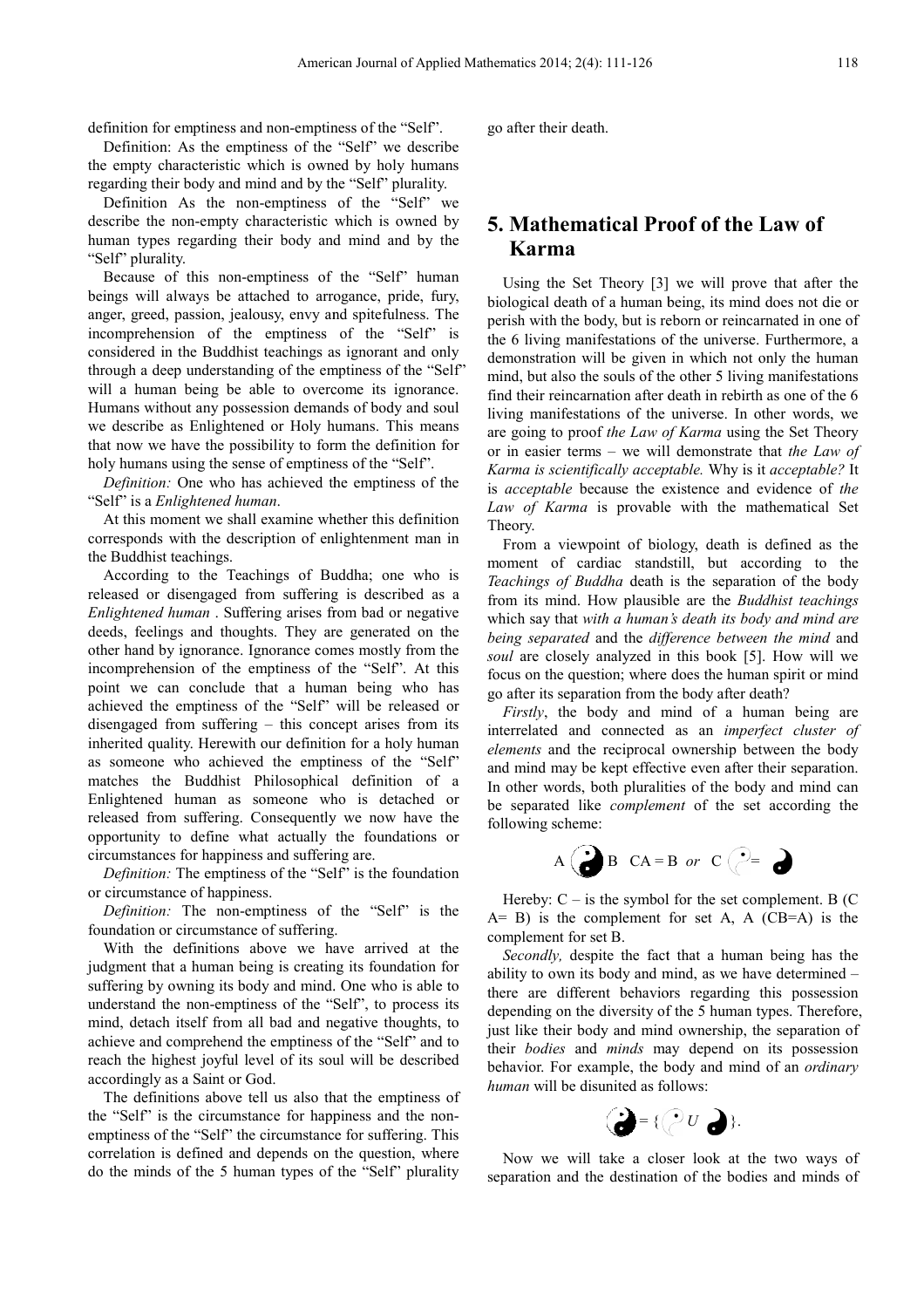definition for emptiness and non-emptiness of the "Self".

Definition: As the emptiness of the "Self" we describe the empty characteristic which is owned by holy humans regarding their body and mind and by the "Self" plurality.

Definition As the non-emptiness of the "Self" we describe the non-empty characteristic which is owned by human types regarding their body and mind and by the "Self" plurality.

Because of this non-emptiness of the "Self" human beings will always be attached to arrogance, pride, fury, anger, greed, passion, jealousy, envy and spitefulness. The incomprehension of the emptiness of the "Self" is considered in the Buddhist teachings as ignorant and only through a deep understanding of the emptiness of the "Self" will a human being be able to overcome its ignorance. Humans without any possession demands of body and soul we describe as Enlightened or Holy humans. This means that now we have the possibility to form the definition for holy humans using the sense of emptiness of the "Self".

*Definition:* One who has achieved the emptiness of the "Self" is a *Enlightened human*.

At this moment we shall examine whether this definition corresponds with the description of enlightenment man in the Buddhist teachings.

According to the Teachings of Buddha; one who is released or disengaged from suffering is described as a *Enlightened human* . Suffering arises from bad or negative deeds, feelings and thoughts. They are generated on the other hand by ignorance. Ignorance comes mostly from the incomprehension of the emptiness of the "Self". At this point we can conclude that a human being who has achieved the emptiness of the "Self" will be released or disengaged from suffering – this concept arises from its inherited quality. Herewith our definition for a holy human as someone who achieved the emptiness of the "Self" matches the Buddhist Philosophical definition of a Enlightened human as someone who is detached or released from suffering. Consequently we now have the opportunity to define what actually the foundations or circumstances for happiness and suffering are.

*Definition:* The emptiness of the "Self" is the foundation or circumstance of happiness.

*Definition:* The non-emptiness of the "Self" is the foundation or circumstance of suffering.

With the definitions above we have arrived at the judgment that a human being is creating its foundation for suffering by owning its body and mind. One who is able to understand the non-emptiness of the "Self", to process its mind, detach itself from all bad and negative thoughts, to achieve and comprehend the emptiness of the "Self" and to reach the highest joyful level of its soul will be described accordingly as a Saint or God.

The definitions above tell us also that the emptiness of the "Self" is the circumstance for happiness and the non-emptiness of the "Self" the circumstance for suffering. This correlation is defined and depends on the question, where do the minds of the 5 human types of the "Self" plurality go after their death.

## 5. Mathematical Proof of the Law of Karma

Using the Set Theory [3] we will prove that after the biological death of a human being, its mind does not die or perish with the body, but is reborn or reincarnated in one of the 6 living manifestations of the universe. Furthermore, a demonstration will be given in which not only the human mind, but also the souls of the other 5 living manifestations find their reincarnation after death in rebirth as one of the 6 living manifestations of the universe. In other words, we are going to proof *the Law of Karma* using the Set Theory or in easier terms – we will demonstrate that *the Law of Karma is scientifically acceptable.* Why is it *acceptable?* It is *acceptable* because the existence and evidence of *the Law of Karma* is provable with the mathematical Set Theory.

From a viewpoint of biology, death is defined as the moment of cardiac standstill, but according to the *Teachings of Buddha* death is the separation of the body from its mind. How plausible are the *Buddhist teachings* which say that *with a human's death its body and mind are being separated* and the *difference between the mind* and *soul* are closely analyzed in this book [5]. How will we focus on the question; where does the human spirit or mind go after its separation from the body after death?

*Firstly*, the body and mind of a human being are interrelated and connected as an *imperfect cluster of elements* and the reciprocal ownership between the body and mind may be kept effective even after their separation. In other words, both pluralities of the body and mind can be separated like *complement* of the set according the following scheme:

$$A \; ☯ \; B \quad CA = B \;\; or \;\; C \, ◌ = ●$$

Hereby: C – is the symbol for the set complement. B (C A= B) is the complement for set A, A (CB=A) is the complement for set B.

*Secondly,* despite the fact that a human being has the ability to own its body and mind, as we have determined – there are different behaviors regarding this possession depending on the diversity of the 5 human types. Therefore, just like their body and mind ownership, the separation of their *bodies* and *minds* may depend on its possession behavior. For example, the body and mind of an *ordinary human* will be disunited as follows:

$$☯ = \{ ◌ \; U \; ● \}.$$

Now we will take a closer look at the two ways of separation and the destination of the bodies and minds of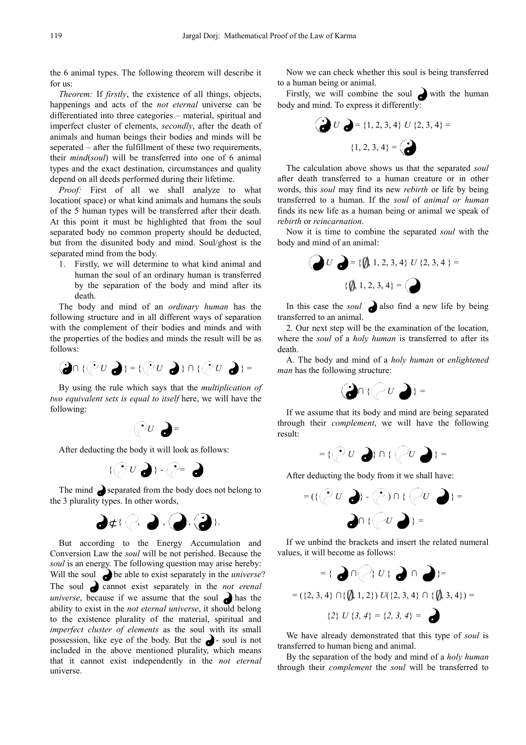the 6 animal types. The following theorem will describe it for us:

*Theorem:* If *firstly*, the existence of all things, objects, happenings and acts of the *not eternal* universe can be differentiated into three categories – material, spiritual and imperfect cluster of elements, *secondly*, after the death of animals and human beings their bodies and minds will be seperated – after the fulfillment of these two requirements, their *mind*(*soul*) will be transferred into one of 6 animal types and the exact destination, circumstances and quality depend on all deeds performed during their lifetime.

*Proof:* First of all we shall analyze to what location( space) or what kind animals and humans the souls of the 5 human types will be transferred after their death. At this point it must be highlighted that from the soul separated body no common property should be deducted, but from the disunited body and mind. Soul/ghost is the separated mind from the body.

1. Firstly, we will determine to what kind animal and human the soul of an ordinary human is transferred by the separation of the body and mind after its death.

The body and mind of an *ordinary human* has the following structure and in all different ways of separation with the complement of their bodies and minds and with the properties of the bodies and minds the result will be as follows:

$$☯ \cap \{◌ \; U \; ●\} = \{◌ \; U \; ●\} \cap \{◌ \; U \; ●\} =$$

By using the rule which says that the *multiplication of two equivalent sets is equal to itself* here, we will have the following:

$$◌ \; U \; ● =$$

After deducting the body it will look as follows:

$$\{◌ \; U \; ●\} - ◌ = ●$$

The mind ● separated from the body does not belong to the 3 plurality types. In other words,

$$● \not\subset \{◌, \; ●, \; ●, \; ☯\}.$$

But according to the Energy Accumulation and Conversion Law the *soul* will be not perished. Because the *soul* is an energy. The following question may arise hereby: Will the soul ● be able to exist separately in the *universe*? The soul ● cannot exist separately in the *not erenal universe*, because if we assume that the soul ● has the ability to exist in the *not eternal universe*, it should belong to the existence plurality of the material, spiritual and *imperfect cluster of elements* as the soul with its small possession, like eye of the body. But the ● - soul is not included in the above mentioned plurality, which means that it cannot exist independently in the *not eternal* universe.

Now we can check whether this soul is being transferred to a human being or animal.

Firstly, we will combine the soul ● with the human body and mind. To express it differently:

$$☯ \; U \; ● = \{1, 2, 3, 4\} \; U \; \{2, 3, 4\} =$$

$$\{1, 2, 3, 4\} = ☯$$

The calculation above shows us that the separated *soul* after death transferred to a human creature or in other words, this *soul* may find its new *rebirth* or life by being transferred to a human. If the *soul* of *animal or human* finds its new life as a human being or animal we speak of *rebirth* or *reincarnation*.

Now it is time to combine the separated *soul* with the body and mind of an animal:

$$● \; U \; ● = \{\emptyset, 1, 2, 3, 4\} \; U \; \{2, 3, 4\} =$$

$$\{\emptyset, 1, 2, 3, 4\} = ●$$

In this case the *soul* ● also find a new life by being transferred to an animal.

2. Our next step will be the examination of the location, where the *soul* of a *holy human* is transferred to after its death.

A. The body and mind of a *holy human* or *enlightened man* has the following structure:

$$☯ \cap \{◌ \; U \; ●\} =$$

If we assume that its body and mind are being separated through their *complement*, we will have the following result:

$$= \{◌ \; U \; ●\} \cap \{◌ \; U \; ●\} =$$

After deducting the body from it we shall have:

$$= (\{◌ \; U \; ●\} - ◌) \cap \{◌ \; U \; ●\} =$$

$$● \cap \{◌ \; U \; ●\} =$$

If we unbind the brackets and insert the related numeral values, it will become as follows:

$$= \{● \cap ◌\} \; U \; \{● \cap ●\} =$$

$$= (\{2, 3, 4\} \cap \{\emptyset, 1, 2\}) \; U (\{2, 3, 4\} \cap \{\emptyset, 3, 4\}) =$$

$$\{2\} \; U \; \{3, 4\} = \{2, 3, 4\} = ●$$

We have already demonstrated that this type of *soul* is transferred to human bieng and animal.

By the separation of the body and mind of a *holy human* through their *complement* the *soul* will be transferred to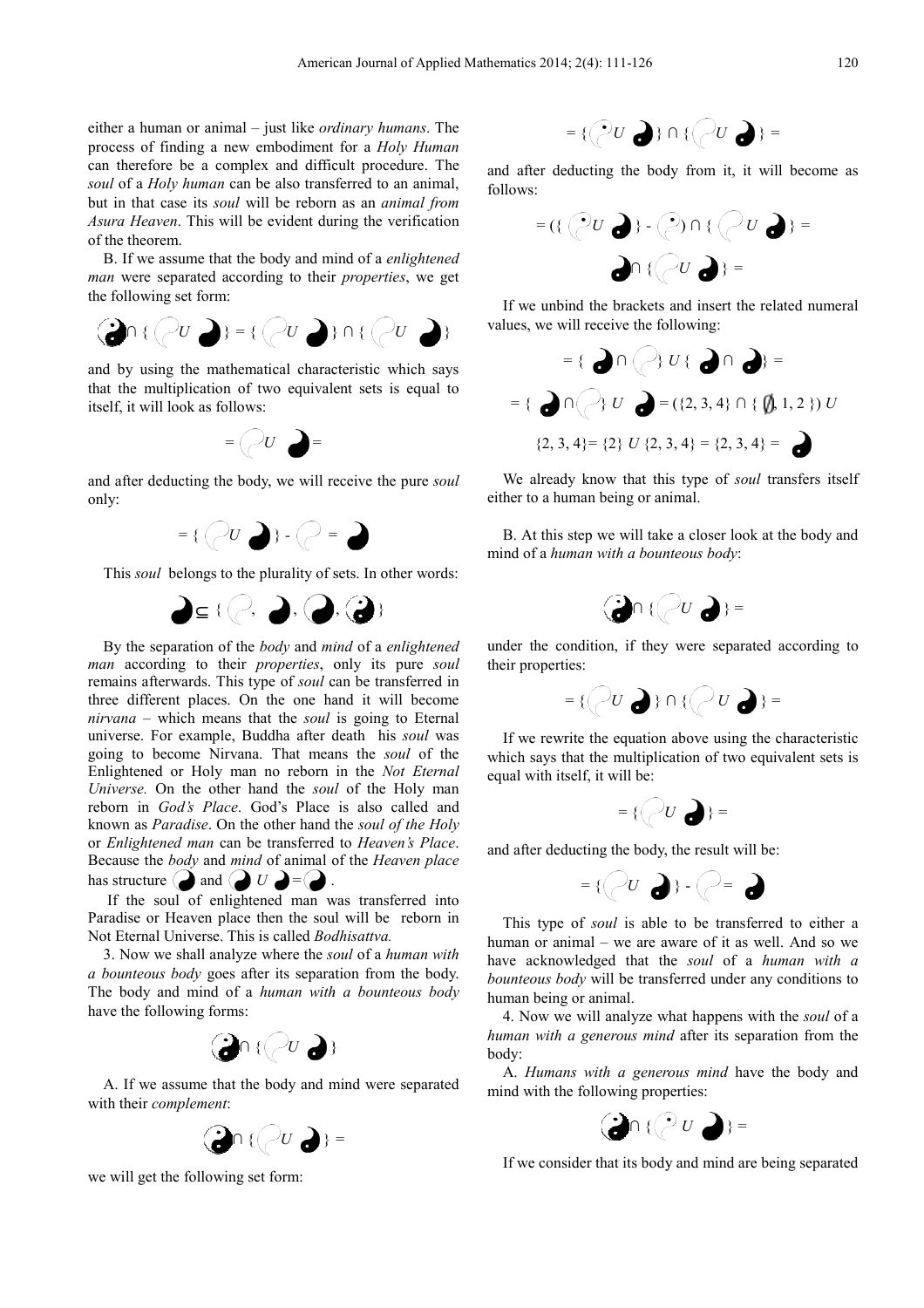either a human or animal – just like *ordinary humans*. The process of finding a new embodiment for a *Holy Human* can therefore be a complex and difficult procedure. The *soul* of a *Holy human* can be also transferred to an animal, but in that case its *soul* will be reborn as an *animal from Asura Heaven*. This will be evident during the verification of the theorem.

B. If we assume that the body and mind of a *enlightened man* were separated according to their *properties*, we get the following set form:

$$\cap \{ \; U \; \} = \{ \; U \; \} \cap \{ \; U \; \}$$

and by using the mathematical characteristic which says that the multiplication of two equivalent sets is equal to itself, it will look as follows:

$$= \; U \; =$$

and after deducting the body, we will receive the pure *soul* only:

$$= \{ \; U \; \} - \; = \;$$

This *soul* belongs to the plurality of sets. In other words:

$$\subseteq \{ \; , \; , \; , \; \}$$

By the separation of the *body* and *mind* of a *enlightened man* according to their *properties*, only its pure *soul* remains afterwards. This type of *soul* can be transferred in three different places. On the one hand it will become *nirvana* – which means that the *soul* is going to Eternal universe. For example, Buddha after death his *soul* was going to become Nirvana. That means the *soul* of the Enlightened or Holy man no reborn in the *Not Eternal Universe.* On the other hand the *soul* of the Holy man reborn in *God's Place*. God's Place is also called and known as *Paradise*. On the other hand the *soul of the Holy* or *Enlightened man* can be transferred to *Heaven's Place*. Because the *body* and *mind* of animal of the *Heaven place* has structure and $U$ = .

If the soul of enlightened man was transferred into Paradise or Heaven place then the soul will be reborn in Not Eternal Universe. This is called *Bodhisattva.*

3. Now we shall analyze where the *soul* of a *human with a bounteous body* goes after its separation from the body. The body and mind of a *human with a bounteous body* have the following forms:

$$\cap \{ \; U \; \}$$

A. If we assume that the body and mind were separated with their *complement*:

$$\cap \{ \; U \; \} =$$

we will get the following set form:

$$= \{ \; U \; \} \cap \{ \; U \; \} =$$

and after deducting the body from it, it will become as follows:

$$= (\{ \; U \; \} - \; ) \cap \{ \; U \; \} =$$

$$\cap \{ \; U \; \} =$$

If we unbind the brackets and insert the related numeral values, we will receive the following:

$$= \{ \; \cap \; \} \; U \; \{ \; \cap \; \} =$$

$$= \{ \; \cap \; \} \; U \; = (\{2, 3, 4\} \cap \{ \emptyset, 1, 2 \}) \; U$$

$$\{2, 3, 4\} = \{2\} \; U \; \{2, 3, 4\} = \{2, 3, 4\} =$$

We already know that this type of *soul* transfers itself either to a human being or animal.

B. At this step we will take a closer look at the body and mind of a *human with a bounteous body*:

$$\cap \{ \; U \; \} =$$

under the condition, if they were separated according to their properties:

$$= \{ \; U \; \} \cap \{ \; U \; \} =$$

If we rewrite the equation above using the characteristic which says that the multiplication of two equivalent sets is equal with itself, it will be:

$$= \{ \; U \; \} =$$

and after deducting the body, the result will be:

$$= \{ \; U \; \} - \; = \;$$

This type of *soul* is able to be transferred to either a human or animal – we are aware of it as well. And so we have acknowledged that the *soul* of a *human with a bounteous body* will be transferred under any conditions to human being or animal.

4. Now we will analyze what happens with the *soul* of a *human with a generous mind* after its separation from the body:

A. *Humans with a generous mind* have the body and mind with the following properties:

$$\cap \{ \; U \; \} =$$

If we consider that its body and mind are being separated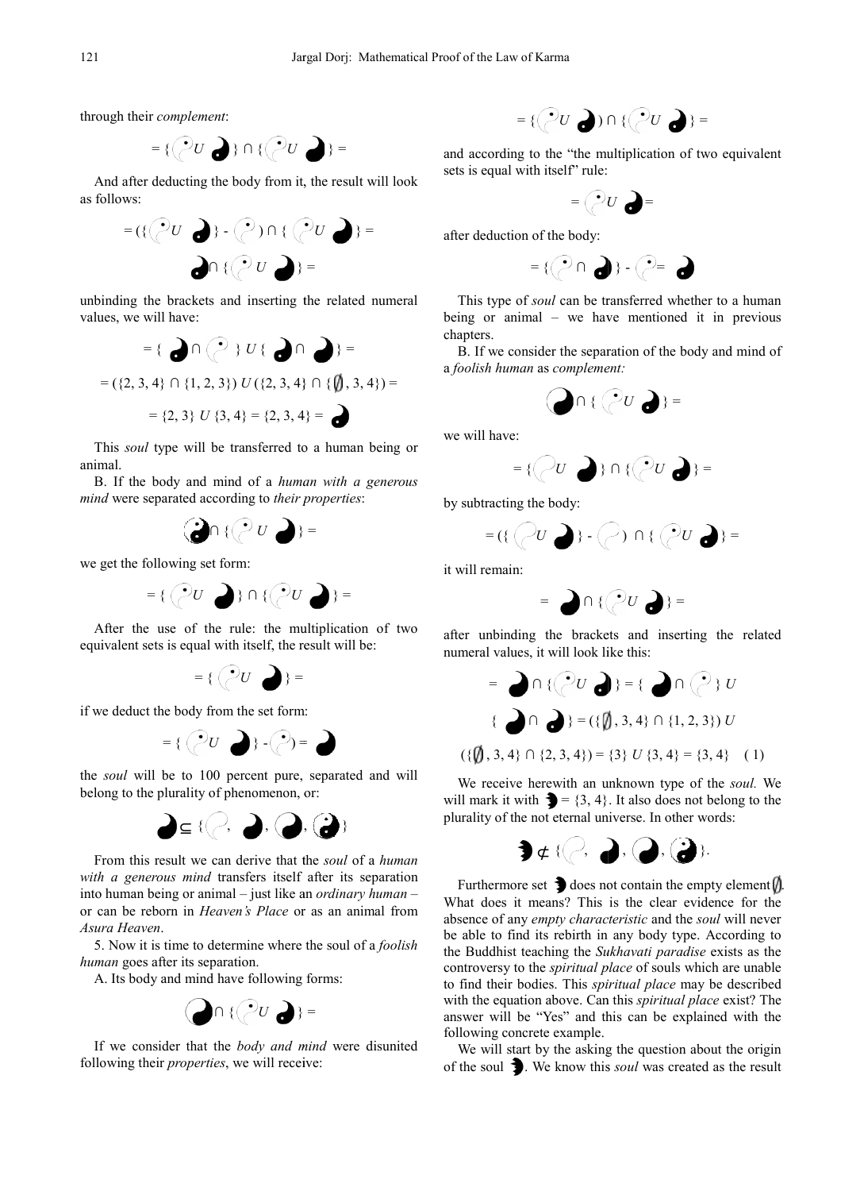through their *complement*:

= {◌ *U* ◑} ∩ {◌ *U* ◑} =

And after deducting the body from it, the result will look as follows:

= ({◌ *U* ◑} - ◌) ∩ {◌ *U* ◑} =

◑ ∩ {◌ *U* ◑} =

unbinding the brackets and inserting the related numeral values, we will have:

= { ◑ ∩ ◌ } *U* { ◑ ∩ ◑} =

= ({2, 3, 4} ∩ {1, 2, 3}) *U* ({2, 3, 4} ∩ {∅, 3, 4}) =

= {2, 3} *U* {3, 4} = {2, 3, 4} = ◑

This *soul* type will be transferred to a human being or animal.

B. If the body and mind of a *human with a generous mind* were separated according to *their properties*:

☯ ∩ {◌ *U* ◑} =

we get the following set form:

= { ◌ *U* ◑} ∩ {◌ *U* ◑} =

After the use of the rule: the multiplication of two equivalent sets is equal with itself, the result will be:

= { ◌ *U* ◑} =

if we deduct the body from the set form:

= { ◌ *U* ◑} - ◌) = ◑

the *soul* will be to 100 percent pure, separated and will belong to the plurality of phenomenon, or:

◑ ⊆ {◌, ◑, ◑, ☯}

From this result we can derive that the *soul* of a *human with a generous mind* transfers itself after its separation into human being or animal – just like an *ordinary human* – or can be reborn in *Heaven's Place* or as an animal from *Asura Heaven*.

5. Now it is time to determine where the soul of a *foolish human* goes after its separation.

A. Its body and mind have following forms:

◑ ∩ {◌ *U* ◑} =

If we consider that the *body and mind* were disunited following their *properties*, we will receive:

= {◌ *U* ◑) ∩ {◌ *U* ◑} =

and according to the "the multiplication of two equivalent sets is equal with itself" rule:

= ◌ *U* ◑ =

after deduction of the body:

= {◌ ∩ ◑} - ◌ = ◑

This type of *soul* can be transferred whether to a human being or animal – we have mentioned it in previous chapters.

B. If we consider the separation of the body and mind of a *foolish human* as *complement:*

◑ ∩ { ◌ *U* ◑} =

we will have:

= {◌ *U* ◑} ∩ {◌ *U* ◑} =

by subtracting the body:

= ({ ◌ *U* ◑} - ◌) ∩ { ◌ *U* ◑} =

it will remain:

= ◑ ∩ {◌ *U* ◑} =

after unbinding the brackets and inserting the related numeral values, it will look like this:

= ◑ ∩ {◌ *U* ◑} = { ◑ ∩ ◌ } *U*

{ ◑ ∩ ◑} = ({∅, 3, 4} ∩ {1, 2, 3}) *U*

({∅, 3, 4} ∩ {2, 3, 4}) = {3} *U* {3, 4} = {3, 4} (1)

We receive herewith an unknown type of the *soul.* We will mark it with ◗ = {3, 4}. It also does not belong to the plurality of the not eternal universe. In other words:

◗ ⊄ {◌, ◑, ◑, ☯}.

Furthermore set ◗ does not contain the empty element ∅. What does it means? This is the clear evidence for the absence of any *empty characteristic* and the *soul* will never be able to find its rebirth in any body type. According to the Buddhist teaching the *Sukhavati paradise* exists as the controversy to the *spiritual place* of souls which are unable to find their bodies. This *spiritual place* may be described with the equation above. Can this *spiritual place* exist? The answer will be "Yes" and this can be explained with the following concrete example.

We will start by the asking the question about the origin of the soul ◗. We know this *soul* was created as the result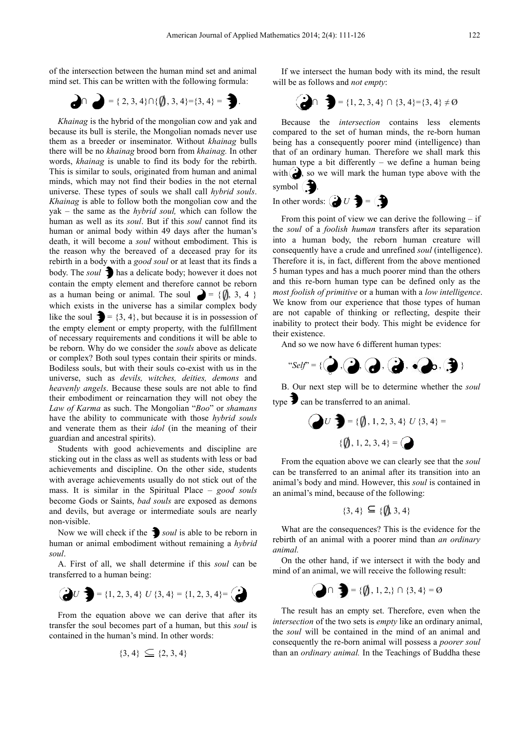of the intersection between the human mind set and animal mind set. This can be written with the following formula:

$$\cap = \{2, 3, 4\} \cap \{\emptyset, 3, 4\} = \{3, 4\} = .$$

*Khainag* is the hybrid of the mongolian cow and yak and because its bull is sterile, the Mongolian nomads never use them as a breeder or inseminator. Without *khainag* bulls there will be no *khainag* brood born from *khainag.* In other words, *khainag* is unable to find its body for the rebirth. This is similar to souls, originated from human and animal minds, which may not find their bodies in the not eternal universe. These types of souls we shall call *hybrid souls*. *Khainag* is able to follow both the mongolian cow and the yak – the same as the *hybrid soul,* which can follow the human as well as its *soul*. But if this *soul* cannot find its human or animal body within 49 days after the human's death, it will become a *soul* without embodiment. This is the reason why the bereaved of a deceased pray for its rebirth in a body with a *good soul* or at least that its finds a body. The *soul* has a delicate body; however it does not contain the empty element and therefore cannot be reborn as a human being or animal. The soul $= \{\emptyset, 3, 4\}$ which exists in the universe has a similar complex body like the soul $= \{3, 4\}$, but because it is in possession of the empty element or empty property, with the fulfillment of necessary requirements and conditions it will be able to be reborn. Why do we consider the *souls* above as delicate or complex? Both soul types contain their spirits or minds. Bodiless souls, but with their souls co-exist with us in the universe, such as *devils, witches, deities, demons* and *heavenly angels*. Because these souls are not able to find their embodiment or reincarnation they will not obey the *Law of Karma* as such. The Mongolian "*Boo*" or *shamans* have the ability to communicate with those *hybrid souls* and venerate them as their *idol* (in the meaning of their guardian and ancestral spirits).

Students with good achievements and discipline are sticking out in the class as well as students with less or bad achievements and discipline. On the other side, students with average achievements usually do not stick out of the mass. It is similar in the Spiritual Place – *good souls* become Gods or Saints, *bad souls* are exposed as demons and devils, but average or intermediate souls are nearly non-visible.

Now we will check if the *soul* is able to be reborn in human or animal embodiment without remaining a *hybrid soul*.

A. First of all, we shall determine if this *soul* can be transferred to a human being:

$$U = \{1, 2, 3, 4\} \; U \; \{3, 4\} = \{1, 2, 3, 4\} =$$

From the equation above we can derive that after its transfer the soul becomes part of a human, but this *soul* is contained in the human's mind. In other words:

$$\{3, 4\} \subseteq \{2, 3, 4\}$$

If we intersect the human body with its mind, the result will be as follows and *not empty*:

$$\cap = \{1, 2, 3, 4\} \cap \{3, 4\} = \{3, 4\} \neq \emptyset$$

Because the *intersection* contains less elements compared to the set of human minds, the re-born human being has a consequently poorer mind (intelligence) than that of an ordinary human. Therefore we shall mark this human type a bit differently – we define a human being with , so we will mark the human type above with the symbol .

In other words: $U =$

From this point of view we can derive the following – if the *soul* of a *foolish human* transfers after its separation into a human body, the reborn human creature will consequently have a crude and unrefined *soul* (intelligence). Therefore it is, in fact, different from the above mentioned 5 human types and has a much poorer mind than the others and this re-born human type can be defined only as the *most foolish of primitive* or a human with a *low intelligence*. We know from our experience that those types of human are not capable of thinking or reflecting, despite their inability to protect their body. This might be evidence for their existence.

And so we now have 6 different human types:

$$\text{"}Self\text{"} = \{\;,\;,\;,\;,\;,\;\}$$

B. Our next step will be to determine whether the *soul* type can be transferred to an animal.

$$U = \{\emptyset, 1, 2, 3, 4\} \; U \; \{3, 4\} =$$

$$\{\emptyset, 1, 2, 3, 4\} =$$

From the equation above we can clearly see that the *soul* can be transferred to an animal after its transition into an animal's body and mind. However, this *soul* is contained in an animal's mind, because of the following:

$$\{3, 4\} \subseteq \{\emptyset, 3, 4\}$$

What are the consequences? This is the evidence for the rebirth of an animal with a poorer mind than *an ordinary animal.*

On the other hand, if we intersect it with the body and mind of an animal, we will receive the following result:

$$\cap = \{\emptyset, 1, 2,\} \cap \{3, 4\} = \emptyset$$

The result has an empty set. Therefore, even when the *intersection* of the two sets is *empty* like an ordinary animal, the *soul* will be contained in the mind of an animal and consequently the re-born animal will possess a *poorer soul* than an *ordinary animal.* In the Teachings of Buddha these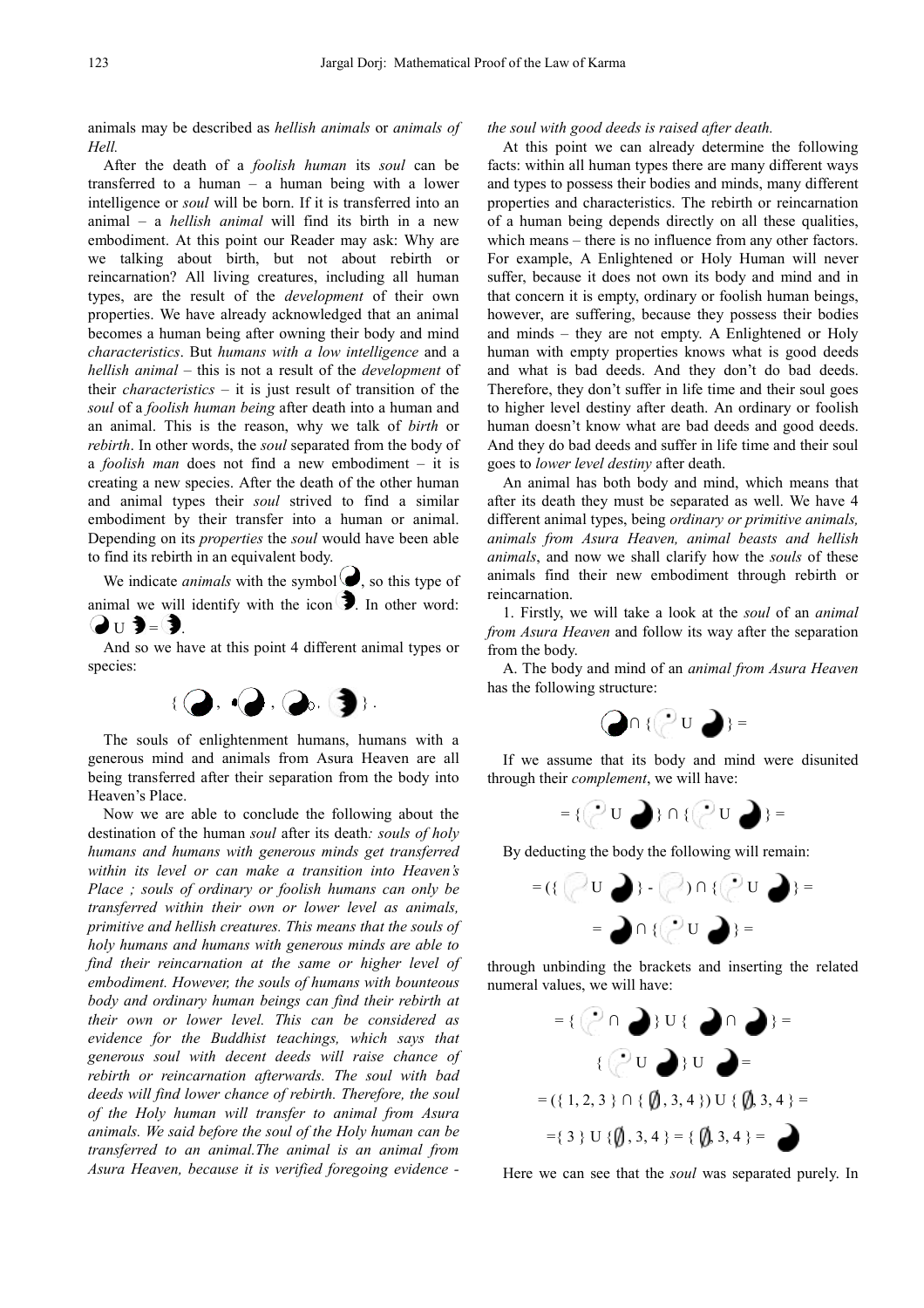animals may be described as *hellish animals* or *animals of Hell.*

After the death of a *foolish human* its *soul* can be transferred to a human – a human being with a lower intelligence or *soul* will be born. If it is transferred into an animal – a *hellish animal* will find its birth in a new embodiment. At this point our Reader may ask: Why are we talking about birth, but not about rebirth or reincarnation? All living creatures, including all human types, are the result of the *development* of their own properties. We have already acknowledged that an animal becomes a human being after owning their body and mind *characteristics*. But *humans with a low intelligence* and a *hellish animal* – this is not a result of the *development* of their *characteristics* – it is just result of transition of the *soul* of a *foolish human being* after death into a human and an animal. This is the reason, why we talk of *birth* or *rebirth*. In other words, the *soul* separated from the body of a *foolish man* does not find a new embodiment – it is creating a new species. After the death of the other human and animal types their *soul* strived to find a similar embodiment by their transfer into a human or animal. Depending on its *properties* the *soul* would have been able to find its rebirth in an equivalent body.

We indicate *animals* with the symbol ◕, so this type of animal we will identify with the icon ◗. In other word: ◕ U ◗ = ◗.

And so we have at this point 4 different animal types or species:

{ ◕ , ◕ , ◕ , ◗ } .

The souls of enlightenment humans, humans with a generous mind and animals from Asura Heaven are all being transferred after their separation from the body into Heaven's Place.

Now we are able to conclude the following about the destination of the human *soul* after its death*: souls of holy humans and humans with generous minds get transferred within its level or can make a transition into Heaven's Place ; souls of ordinary or foolish humans can only be transferred within their own or lower level as animals, primitive and hellish creatures. This means that the souls of holy humans and humans with generous minds are able to find their reincarnation at the same or higher level of embodiment. However, the souls of humans with bounteous body and ordinary human beings can find their rebirth at their own or lower level. This can be considered as evidence for the Buddhist teachings, which says that generous soul with decent deeds will raise chance of rebirth or reincarnation afterwards. The soul with bad deeds will find lower chance of rebirth. Therefore, the soul of the Holy human will transfer to animal from Asura animals. We said before the soul of the Holy human can be transferred to an animal.The animal is an animal from Asura Heaven, because it is verified foregoing evidence - the soul with good deeds is raised after death.*

At this point we can already determine the following facts: within all human types there are many different ways and types to possess their bodies and minds, many different properties and characteristics. The rebirth or reincarnation of a human being depends directly on all these qualities, which means – there is no influence from any other factors. For example, A Enlightened or Holy Human will never suffer, because it does not own its body and mind and in that concern it is empty, ordinary or foolish human beings, however, are suffering, because they possess their bodies and minds – they are not empty. A Enlightened or Holy human with empty properties knows what is good deeds and what is bad deeds. And they don't do bad deeds. Therefore, they don't suffer in life time and their soul goes to higher level destiny after death. An ordinary or foolish human doesn't know what are bad deeds and good deeds. And they do bad deeds and suffer in life time and their soul goes to *lower level destiny* after death.

An animal has both body and mind, which means that after its death they must be separated as well. We have 4 different animal types, being *ordinary or primitive animals, animals from Asura Heaven, animal beasts and hellish animals*, and now we shall clarify how the *souls* of these animals find their new embodiment through rebirth or reincarnation.

1. Firstly, we will take a look at the *soul* of an *animal from Asura Heaven* and follow its way after the separation from the body.

A. The body and mind of an *animal from Asura Heaven* has the following structure:

◕ ∩ { ◌ U ◕ } =

If we assume that its body and mind were disunited through their *complement*, we will have:

= { ◌ U ◕ } ∩ { ◌ U ◕ } =

By deducting the body the following will remain:

= ({ ◌ U ◕ } - ◌ ) ∩ { ◌ U ◕ } =

= ◕ ∩ { ◌ U ◕ } =

through unbinding the brackets and inserting the related numeral values, we will have:

= { ◌ ∩ ◕ } U { ◕ ∩ ◕ } =

{ ◌ U ◕ } U ◕ =

$= (\{ 1, 2, 3 \} \cap \{ \emptyset, 3, 4 \}) \cup \{ \emptyset, 3, 4 \} =$

$= \{ 3 \} \cup \{ \emptyset, 3, 4 \} = \{ \emptyset, 3, 4 \} =$ ◕

Here we can see that the *soul* was separated purely. In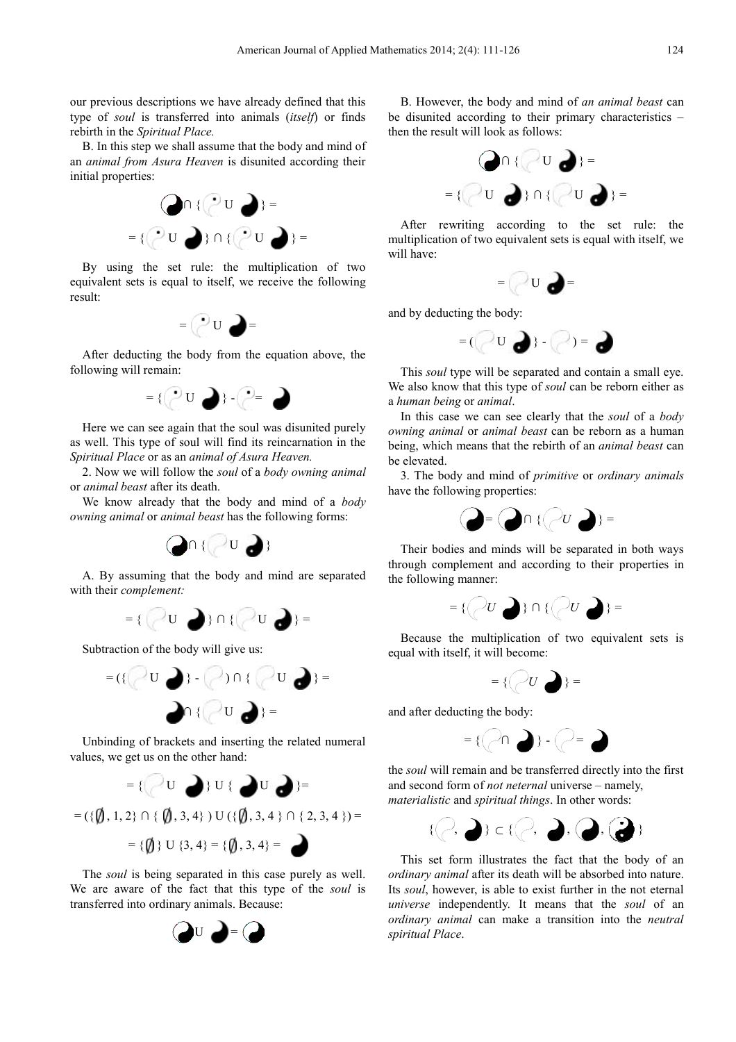our previous descriptions we have already defined that this type of *soul* is transferred into animals (*itself*) or finds rebirth in the *Spiritual Place.*

B. In this step we shall assume that the body and mind of an *animal from Asura Heaven* is disunited according their initial properties:

$$\cap \{ \cup \} =$$

$$= \{ \cup \} \cap \{ \cup \} =$$

By using the set rule: the multiplication of two equivalent sets is equal to itself, we receive the following result:

$$= \cup =$$

After deducting the body from the equation above, the following will remain:

$$= \{ \cup \} - =$$

Here we can see again that the soul was disunited purely as well. This type of soul will find its reincarnation in the *Spiritual Place* or as an *animal of Asura Heaven.*

2. Now we will follow the *soul* of a *body owning animal* or *animal beast* after its death.

We know already that the body and mind of a *body owning animal* or *animal beast* has the following forms:

$$\cap \{ \cup \}$$

A. By assuming that the body and mind are separated with their *complement:*

$$= \{ \cup \} \cap \{ \cup \} =$$

Subtraction of the body will give us:

$$= (\{ \cup \} - ) \cap \{ \cup \} =$$

$$\cap \{ \cup \} =$$

Unbinding of brackets and inserting the related numeral values, we get us on the other hand:

$$= \{ \cup \} \cup \{ \cup \} =$$

$$= (\{\emptyset, 1, 2\} \cap \{\emptyset, 3, 4\}) \cup (\{\emptyset, 3, 4\} \cap \{2, 3, 4\}) =$$

$$= \{\emptyset\} \cup \{3, 4\} = \{\emptyset, 3, 4\} =$$

The *soul* is being separated in this case purely as well. We are aware of the fact that this type of the *soul* is transferred into ordinary animals. Because:

$$\cup =$$

B. However, the body and mind of *an animal beast* can be disunited according to their primary characteristics – then the result will look as follows:

$$\cap \{ \cup \} =$$

$$= \{ \cup \} \cap \{ \cup \} =$$

After rewriting according to the set rule: the multiplication of two equivalent sets is equal with itself, we will have:

$$= \cup =$$

and by deducting the body:

$$= ( \cup \} - ) =$$

This *soul* type will be separated and contain a small eye. We also know that this type of *soul* can be reborn either as a *human being* or *animal*.

In this case we can see clearly that the *soul* of a *body owning animal* or *animal beast* can be reborn as a human being, which means that the rebirth of an *animal beast* can be elevated.

3. The body and mind of *primitive* or *ordinary animals* have the following properties:

$$= \cap \{ U \} =$$

Their bodies and minds will be separated in both ways through complement and according to their properties in the following manner:

$$= \{ U \} \cap \{ U \} =$$

Because the multiplication of two equivalent sets is equal with itself, it will become:

$$= \{ U \} =$$

and after deducting the body:

$$= \{ \cap \} - =$$

the *soul* will remain and be transferred directly into the first and second form of *not neternal* universe – namely, *materialistic* and *spiritual things*. In other words:

$$\{ , \} \subset \{ , , , \}$$

This set form illustrates the fact that the body of an *ordinary animal* after its death will be absorbed into nature. Its *soul*, however, is able to exist further in the not eternal *universe* independently. It means that the *soul* of an *ordinary animal* can make a transition into the *neutral spiritual Place*.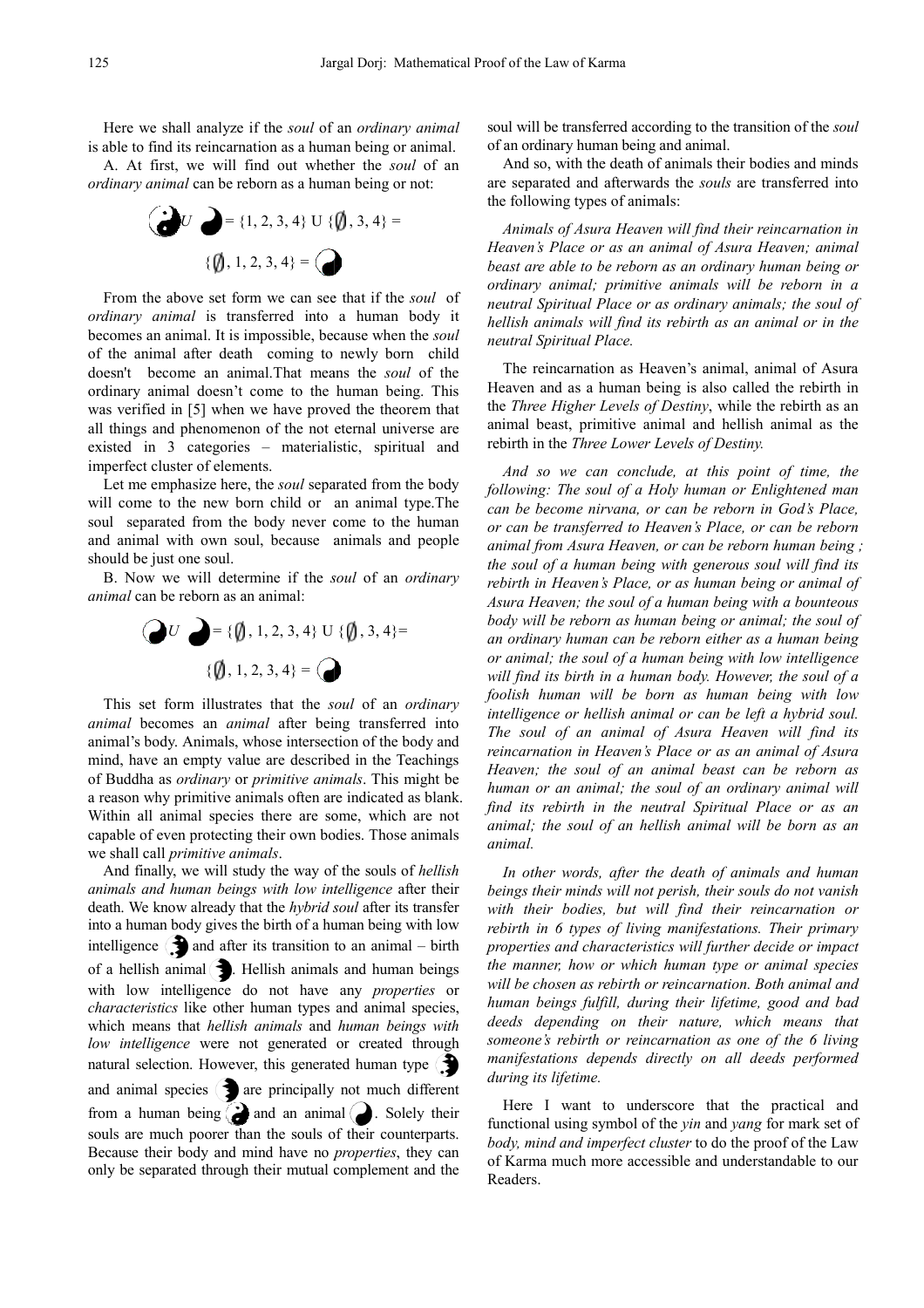Here we shall analyze if the *soul* of an *ordinary animal* is able to find its reincarnation as a human being or animal.

A. At first, we will find out whether the *soul* of an *ordinary animal* can be reborn as a human being or not:

$$\text{☯} \; U \; \text{◑} = \{1, 2, 3, 4\} \cup \{\emptyset, 3, 4\} = \{\emptyset, 1, 2, 3, 4\} = \text{◑}$$

From the above set form we can see that if the *soul* of *ordinary animal* is transferred into a human body it becomes an animal. It is impossible, because when the *soul* of the animal after death coming to newly born child doesn't become an animal.That means the *soul* of the ordinary animal doesn't come to the human being. This was verified in [5] when we have proved the theorem that all things and phenomenon of the not eternal universe are existed in 3 categories – materialistic, spiritual and imperfect cluster of elements.

Let me emphasize here, the *soul* separated from the body will come to the new born child or an animal type.The soul separated from the body never come to the human and animal with own soul, because animals and people should be just one soul.

B. Now we will determine if the *soul* of an *ordinary animal* can be reborn as an animal:

$$\text{◑} \; U \; \text{◑} = \{\emptyset, 1, 2, 3, 4\} \cup \{\emptyset, 3, 4\} = \{\emptyset, 1, 2, 3, 4\} = \text{◑}$$

This set form illustrates that the *soul* of an *ordinary animal* becomes an *animal* after being transferred into animal's body. Animals, whose intersection of the body and mind, have an empty value are described in the Teachings of Buddha as *ordinary* or *primitive animals*. This might be a reason why primitive animals often are indicated as blank. Within all animal species there are some, which are not capable of even protecting their own bodies. Those animals we shall call *primitive animals*.

And finally, we will study the way of the souls of *hellish animals and human beings with low intelligence* after their death. We know already that the *hybrid soul* after its transfer into a human body gives the birth of a human being with low intelligence ☯ and after its transition to an animal – birth of a hellish animal ☯. Hellish animals and human beings with low intelligence do not have any *properties* or *characteristics* like other human types and animal species, which means that *hellish animals* and *human beings with low intelligence* were not generated or created through natural selection. However, this generated human type ☯ and animal species ☯ are principally not much different from a human being ☯ and an animal ◑. Solely their souls are much poorer than the souls of their counterparts. Because their body and mind have no *properties*, they can only be separated through their mutual complement and the soul will be transferred according to the transition of the *soul* of an ordinary human being and animal.

And so, with the death of animals their bodies and minds are separated and afterwards the *souls* are transferred into the following types of animals:

*Animals of Asura Heaven will find their reincarnation in Heaven's Place or as an animal of Asura Heaven; animal beast are able to be reborn as an ordinary human being or ordinary animal; primitive animals will be reborn in a neutral Spiritual Place or as ordinary animals; the soul of hellish animals will find its rebirth as an animal or in the neutral Spiritual Place.*

The reincarnation as Heaven's animal, animal of Asura Heaven and as a human being is also called the rebirth in the *Three Higher Levels of Destiny*, while the rebirth as an animal beast, primitive animal and hellish animal as the rebirth in the *Three Lower Levels of Destiny.*

*And so we can conclude, at this point of time, the following: The soul of a Holy human or Enlightened man can be become nirvana, or can be reborn in God's Place, or can be transferred to Heaven's Place, or can be reborn animal from Asura Heaven, or can be reborn human being ; the soul of a human being with generous soul will find its rebirth in Heaven's Place, or as human being or animal of Asura Heaven; the soul of a human being with a bounteous body will be reborn as human being or animal; the soul of an ordinary human can be reborn either as a human being or animal; the soul of a human being with low intelligence will find its birth in a human body. However, the soul of a foolish human will be born as human being with low intelligence or hellish animal or can be left a hybrid soul. The soul of an animal of Asura Heaven will find its reincarnation in Heaven's Place or as an animal of Asura Heaven; the soul of an animal beast can be reborn as human or an animal; the soul of an ordinary animal will find its rebirth in the neutral Spiritual Place or as an animal; the soul of an hellish animal will be born as an animal.*

*In other words, after the death of animals and human beings their minds will not perish, their souls do not vanish with their bodies, but will find their reincarnation or rebirth in 6 types of living manifestations. Their primary properties and characteristics will further decide or impact the manner, how or which human type or animal species will be chosen as rebirth or reincarnation. Both animal and human beings fulfill, during their lifetime, good and bad deeds depending on their nature, which means that someone's rebirth or reincarnation as one of the 6 living manifestations depends directly on all deeds performed during its lifetime.*

Here I want to underscore that the practical and functional using symbol of the *yin* and *yang* for mark set of *body, mind and imperfect cluster* to do the proof of the Law of Karma much more accessible and understandable to our Readers.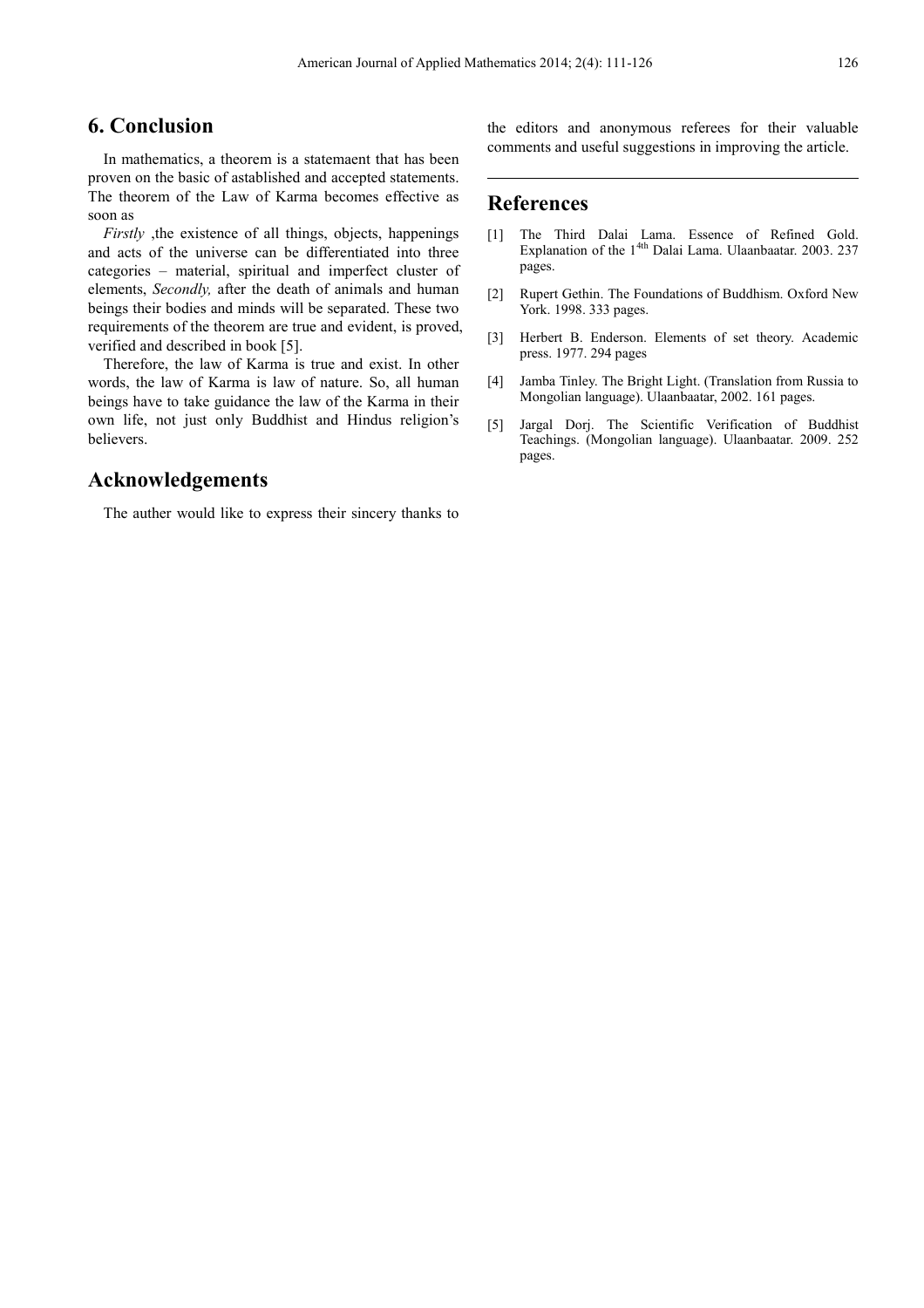## 6. Conclusion

In mathematics, a theorem is a statemaent that has been proven on the basic of astablished and accepted statements. The theorem of the Law of Karma becomes effective as soon as

*Firstly* ,the existence of all things, objects, happenings and acts of the universe can be differentiated into three categories – material, spiritual and imperfect cluster of elements, *Secondly,* after the death of animals and human beings their bodies and minds will be separated. These two requirements of the theorem are true and evident, is proved, verified and described in book [5].

Therefore, the law of Karma is true and exist. In other words, the law of Karma is law of nature. So, all human beings have to take guidance the law of the Karma in their own life, not just only Buddhist and Hindus religion's believers.

## Acknowledgements

The auther would like to express their sincery thanks to the editors and anonymous referees for their valuable comments and useful suggestions in improving the article.

## References

[1] The Third Dalai Lama. Essence of Refined Gold. Explanation of the 1[4th] Dalai Lama. Ulaanbaatar. 2003. 237 pages.

[2] Rupert Gethin. The Foundations of Buddhism. Oxford New York. 1998. 333 pages.

[3] Herbert B. Enderson. Elements of set theory. Academic press. 1977. 294 pages

[4] Jamba Tinley. The Bright Light. (Translation from Russia to Mongolian language). Ulaanbaatar, 2002. 161 pages.

[5] Jargal Dorj. The Scientific Verification of Buddhist Teachings. (Mongolian language). Ulaanbaatar. 2009. 252 pages.